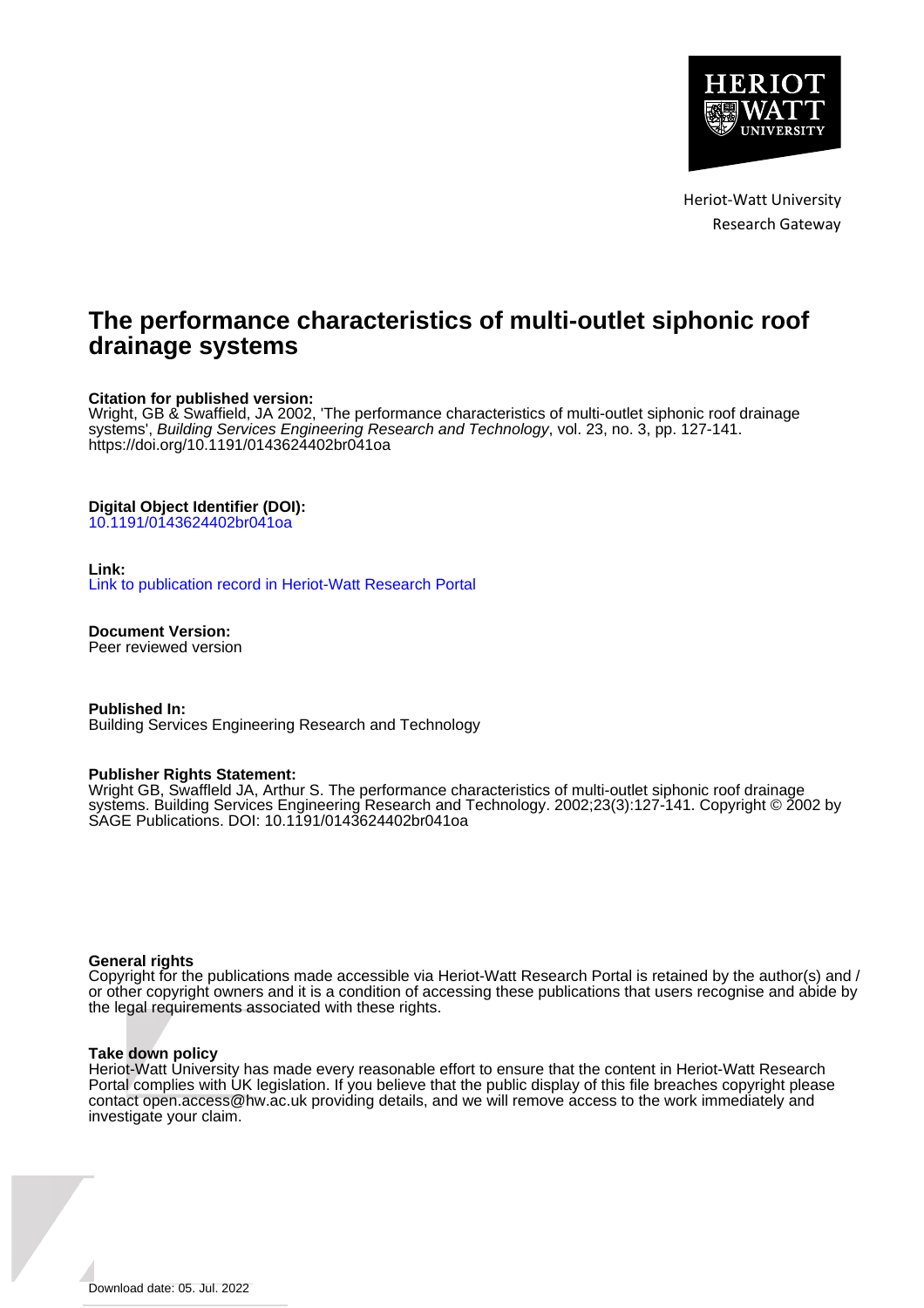Heriot-Watt University
Research Gateway

# The performance characteristics of multi-outlet siphonic roof drainage systems

**Citation for published version:**
Wright, GB & Swaffield, JA 2002, 'The performance characteristics of multi-outlet siphonic roof drainage systems', *Building Services Engineering Research and Technology*, vol. 23, no. 3, pp. 127-141. https://doi.org/10.1191/0143624402br041oa

**Digital Object Identifier (DOI):**
10.1191/0143624402br041oa

**Link:**
Link to publication record in Heriot-Watt Research Portal

**Document Version:**
Peer reviewed version

**Published In:**
Building Services Engineering Research and Technology

**Publisher Rights Statement:**
Wright GB, Swaffield JA, Arthur S. The performance characteristics of multi-outlet siphonic roof drainage systems. Building Services Engineering Research and Technology. 2002;23(3):127-141. Copyright © 2002 by SAGE Publications. DOI: 10.1191/0143624402br041oa

**General rights**
Copyright for the publications made accessible via Heriot-Watt Research Portal is retained by the author(s) and / or other copyright owners and it is a condition of accessing these publications that users recognise and abide by the legal requirements associated with these rights.

**Take down policy**
Heriot-Watt University has made every reasonable effort to ensure that the content in Heriot-Watt Research Portal complies with UK legislation. If you believe that the public display of this file breaches copyright please contact open.access@hw.ac.uk providing details, and we will remove access to the work immediately and investigate your claim.

Download date: 05. Jul. 2022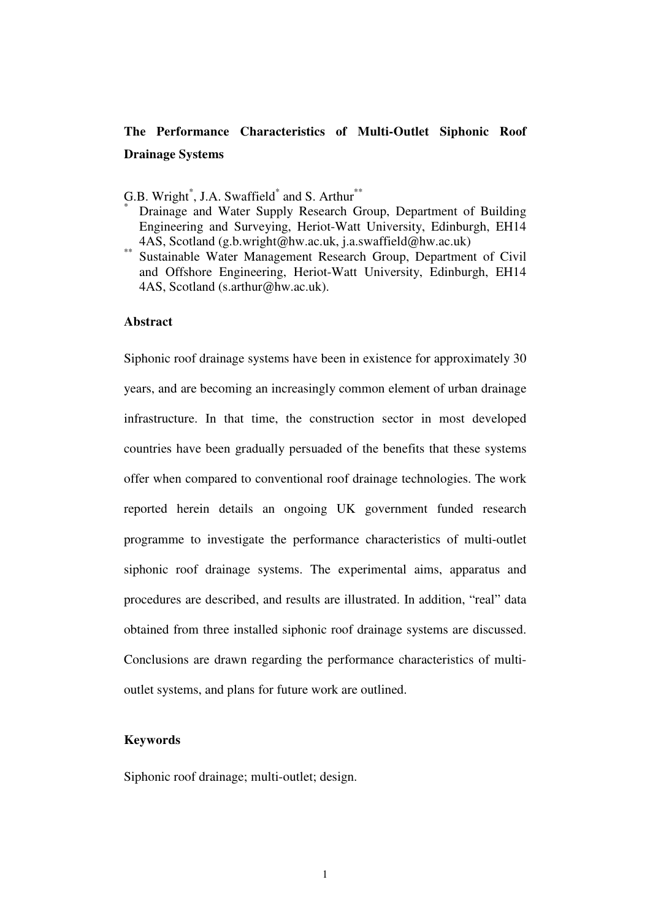# The Performance Characteristics of Multi-Outlet Siphonic Roof Drainage Systems

G.B. Wright[*], J.A. Swaffield[*] and S. Arthur[**]

[*] Drainage and Water Supply Research Group, Department of Building Engineering and Surveying, Heriot-Watt University, Edinburgh, EH14 4AS, Scotland (g.b.wright@hw.ac.uk, j.a.swaffield@hw.ac.uk)

[**] Sustainable Water Management Research Group, Department of Civil and Offshore Engineering, Heriot-Watt University, Edinburgh, EH14 4AS, Scotland (s.arthur@hw.ac.uk).

## Abstract

Siphonic roof drainage systems have been in existence for approximately 30 years, and are becoming an increasingly common element of urban drainage infrastructure. In that time, the construction sector in most developed countries have been gradually persuaded of the benefits that these systems offer when compared to conventional roof drainage technologies. The work reported herein details an ongoing UK government funded research programme to investigate the performance characteristics of multi-outlet siphonic roof drainage systems. The experimental aims, apparatus and procedures are described, and results are illustrated. In addition, "real" data obtained from three installed siphonic roof drainage systems are discussed. Conclusions are drawn regarding the performance characteristics of multi-outlet systems, and plans for future work are outlined.

## Keywords

Siphonic roof drainage; multi-outlet; design.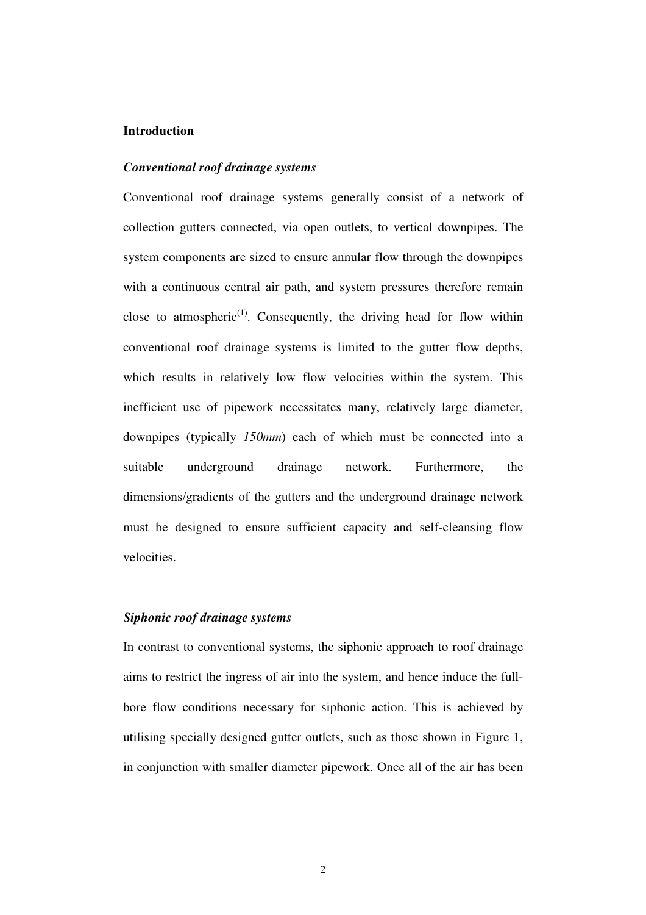## Introduction

### *Conventional roof drainage systems*

Conventional roof drainage systems generally consist of a network of collection gutters connected, via open outlets, to vertical downpipes. The system components are sized to ensure annular flow through the downpipes with a continuous central air path, and system pressures therefore remain close to atmospheric[1]. Consequently, the driving head for flow within conventional roof drainage systems is limited to the gutter flow depths, which results in relatively low flow velocities within the system. This inefficient use of pipework necessitates many, relatively large diameter, downpipes (typically *150mm*) each of which must be connected into a suitable underground drainage network. Furthermore, the dimensions/gradients of the gutters and the underground drainage network must be designed to ensure sufficient capacity and self-cleansing flow velocities.

### *Siphonic roof drainage systems*

In contrast to conventional systems, the siphonic approach to roof drainage aims to restrict the ingress of air into the system, and hence induce the full-bore flow conditions necessary for siphonic action. This is achieved by utilising specially designed gutter outlets, such as those shown in Figure 1, in conjunction with smaller diameter pipework. Once all of the air has been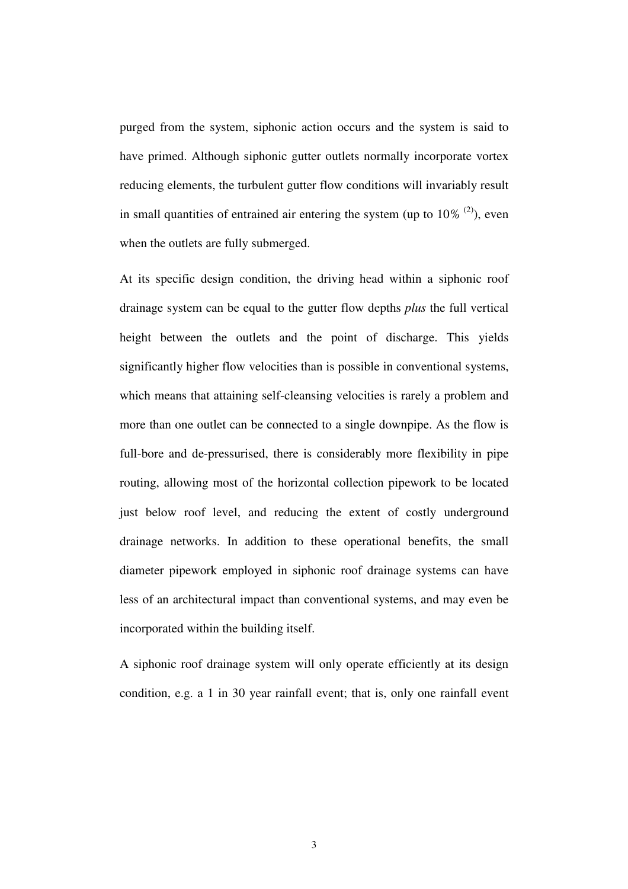purged from the system, siphonic action occurs and the system is said to have primed. Although siphonic gutter outlets normally incorporate vortex reducing elements, the turbulent gutter flow conditions will invariably result in small quantities of entrained air entering the system (up to 10% [2]), even when the outlets are fully submerged.

At its specific design condition, the driving head within a siphonic roof drainage system can be equal to the gutter flow depths *plus* the full vertical height between the outlets and the point of discharge. This yields significantly higher flow velocities than is possible in conventional systems, which means that attaining self-cleansing velocities is rarely a problem and more than one outlet can be connected to a single downpipe. As the flow is full-bore and de-pressurised, there is considerably more flexibility in pipe routing, allowing most of the horizontal collection pipework to be located just below roof level, and reducing the extent of costly underground drainage networks. In addition to these operational benefits, the small diameter pipework employed in siphonic roof drainage systems can have less of an architectural impact than conventional systems, and may even be incorporated within the building itself.

A siphonic roof drainage system will only operate efficiently at its design condition, e.g. a 1 in 30 year rainfall event; that is, only one rainfall event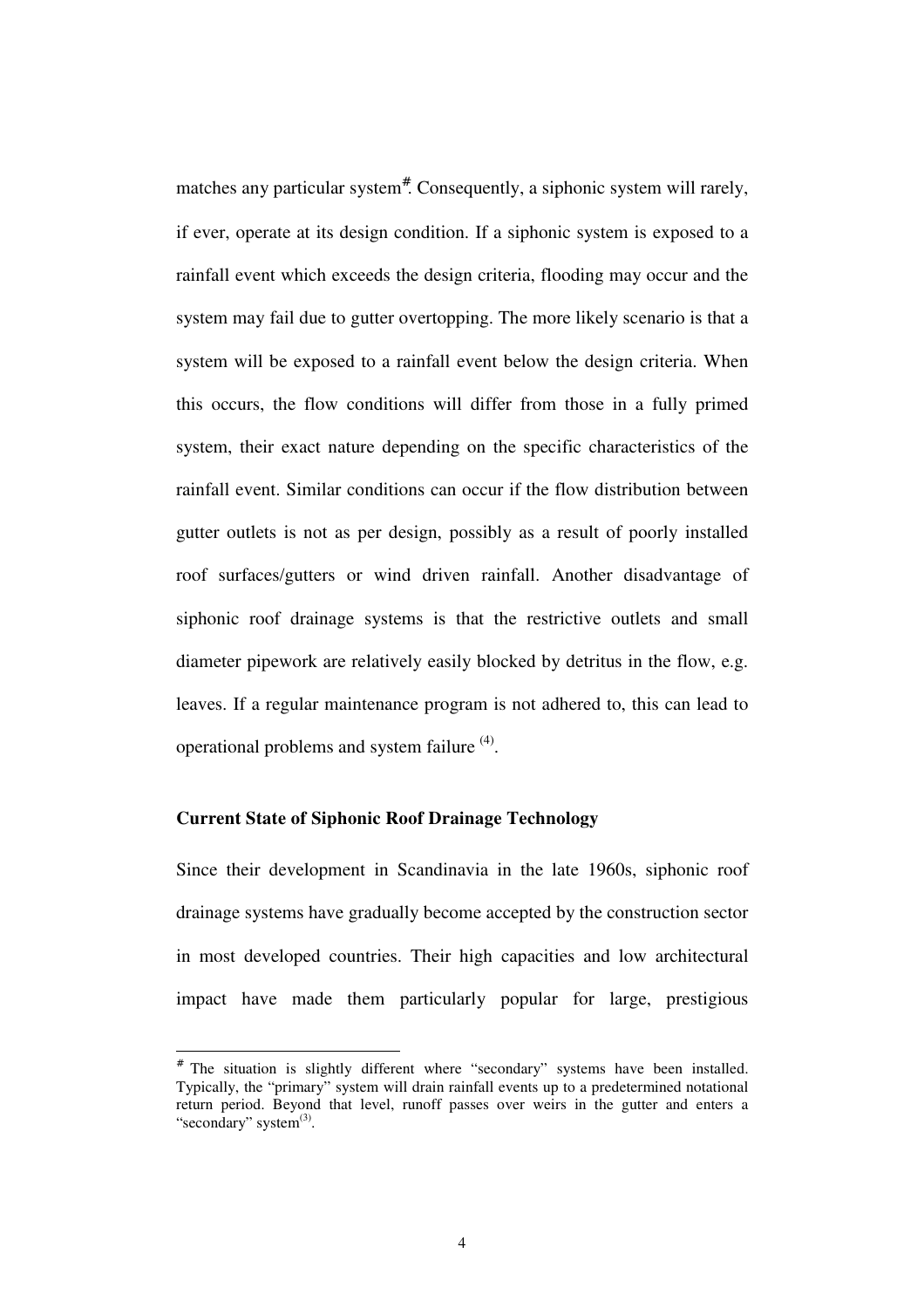matches any particular system#. Consequently, a siphonic system will rarely, if ever, operate at its design condition. If a siphonic system is exposed to a rainfall event which exceeds the design criteria, flooding may occur and the system may fail due to gutter overtopping. The more likely scenario is that a system will be exposed to a rainfall event below the design criteria. When this occurs, the flow conditions will differ from those in a fully primed system, their exact nature depending on the specific characteristics of the rainfall event. Similar conditions can occur if the flow distribution between gutter outlets is not as per design, possibly as a result of poorly installed roof surfaces/gutters or wind driven rainfall. Another disadvantage of siphonic roof drainage systems is that the restrictive outlets and small diameter pipework are relatively easily blocked by detritus in the flow, e.g. leaves. If a regular maintenance program is not adhered to, this can lead to operational problems and system failure [4].

**Current State of Siphonic Roof Drainage Technology**

Since their development in Scandinavia in the late 1960s, siphonic roof drainage systems have gradually become accepted by the construction sector in most developed countries. Their high capacities and low architectural impact have made them particularly popular for large, prestigious

---

# The situation is slightly different where "secondary" systems have been installed. Typically, the "primary" system will drain rainfall events up to a predetermined notational return period. Beyond that level, runoff passes over weirs in the gutter and enters a "secondary" system[3].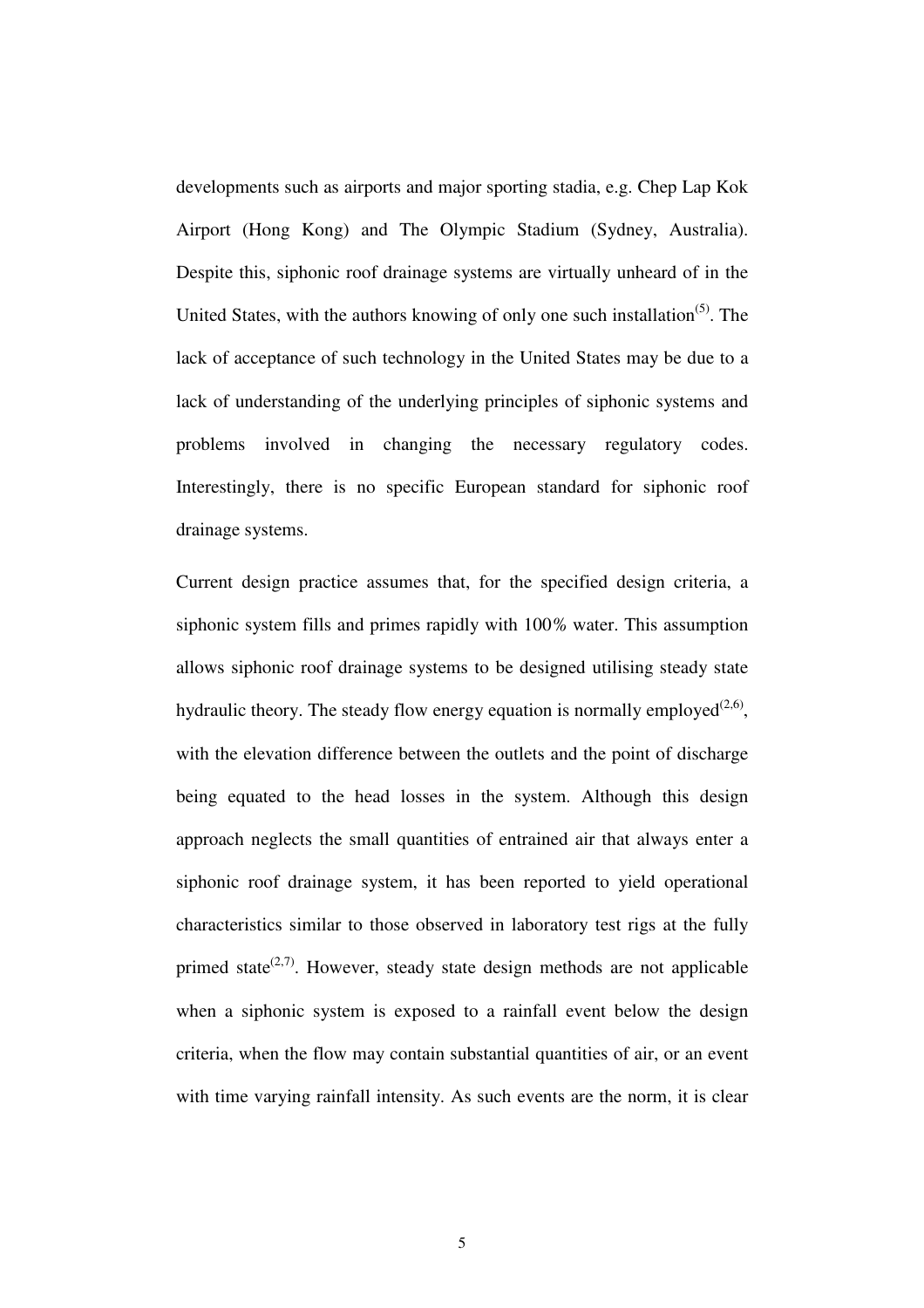developments such as airports and major sporting stadia, e.g. Chep Lap Kok Airport (Hong Kong) and The Olympic Stadium (Sydney, Australia). Despite this, siphonic roof drainage systems are virtually unheard of in the United States, with the authors knowing of only one such installation[5]. The lack of acceptance of such technology in the United States may be due to a lack of understanding of the underlying principles of siphonic systems and problems involved in changing the necessary regulatory codes. Interestingly, there is no specific European standard for siphonic roof drainage systems.

Current design practice assumes that, for the specified design criteria, a siphonic system fills and primes rapidly with 100% water. This assumption allows siphonic roof drainage systems to be designed utilising steady state hydraulic theory. The steady flow energy equation is normally employed[2,6], with the elevation difference between the outlets and the point of discharge being equated to the head losses in the system. Although this design approach neglects the small quantities of entrained air that always enter a siphonic roof drainage system, it has been reported to yield operational characteristics similar to those observed in laboratory test rigs at the fully primed state[2,7]. However, steady state design methods are not applicable when a siphonic system is exposed to a rainfall event below the design criteria, when the flow may contain substantial quantities of air, or an event with time varying rainfall intensity. As such events are the norm, it is clear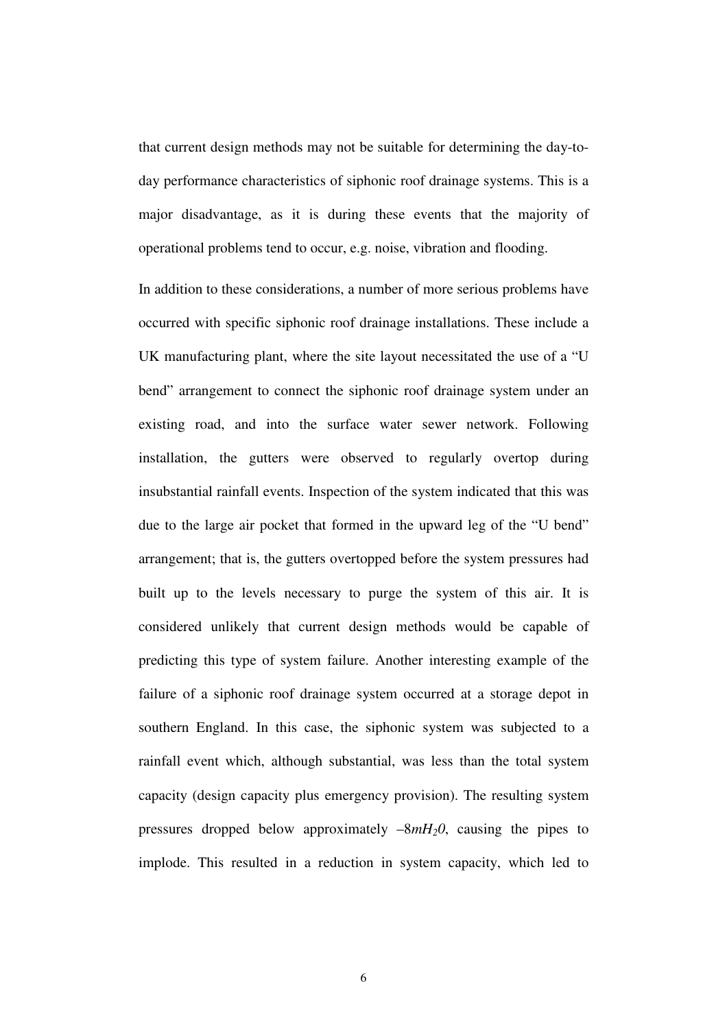that current design methods may not be suitable for determining the day-to-day performance characteristics of siphonic roof drainage systems. This is a major disadvantage, as it is during these events that the majority of operational problems tend to occur, e.g. noise, vibration and flooding.

In addition to these considerations, a number of more serious problems have occurred with specific siphonic roof drainage installations. These include a UK manufacturing plant, where the site layout necessitated the use of a "U bend" arrangement to connect the siphonic roof drainage system under an existing road, and into the surface water sewer network. Following installation, the gutters were observed to regularly overtop during insubstantial rainfall events. Inspection of the system indicated that this was due to the large air pocket that formed in the upward leg of the "U bend" arrangement; that is, the gutters overtopped before the system pressures had built up to the levels necessary to purge the system of this air. It is considered unlikely that current design methods would be capable of predicting this type of system failure. Another interesting example of the failure of a siphonic roof drainage system occurred at a storage depot in southern England. In this case, the siphonic system was subjected to a rainfall event which, although substantial, was less than the total system capacity (design capacity plus emergency provision). The resulting system pressures dropped below approximately $-8mH_20$, causing the pipes to implode. This resulted in a reduction in system capacity, which led to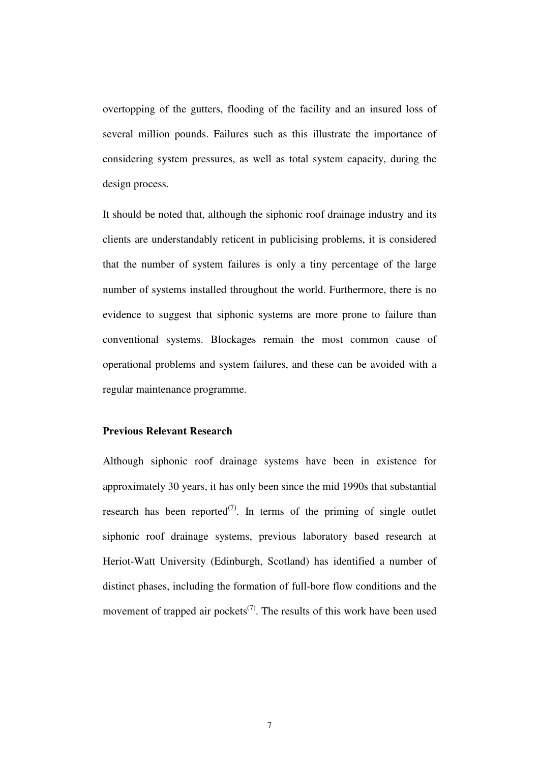overtopping of the gutters, flooding of the facility and an insured loss of several million pounds. Failures such as this illustrate the importance of considering system pressures, as well as total system capacity, during the design process.

It should be noted that, although the siphonic roof drainage industry and its clients are understandably reticent in publicising problems, it is considered that the number of system failures is only a tiny percentage of the large number of systems installed throughout the world. Furthermore, there is no evidence to suggest that siphonic systems are more prone to failure than conventional systems. Blockages remain the most common cause of operational problems and system failures, and these can be avoided with a regular maintenance programme.

**Previous Relevant Research**

Although siphonic roof drainage systems have been in existence for approximately 30 years, it has only been since the mid 1990s that substantial research has been reported(7). In terms of the priming of single outlet siphonic roof drainage systems, previous laboratory based research at Heriot-Watt University (Edinburgh, Scotland) has identified a number of distinct phases, including the formation of full-bore flow conditions and the movement of trapped air pockets(7). The results of this work have been used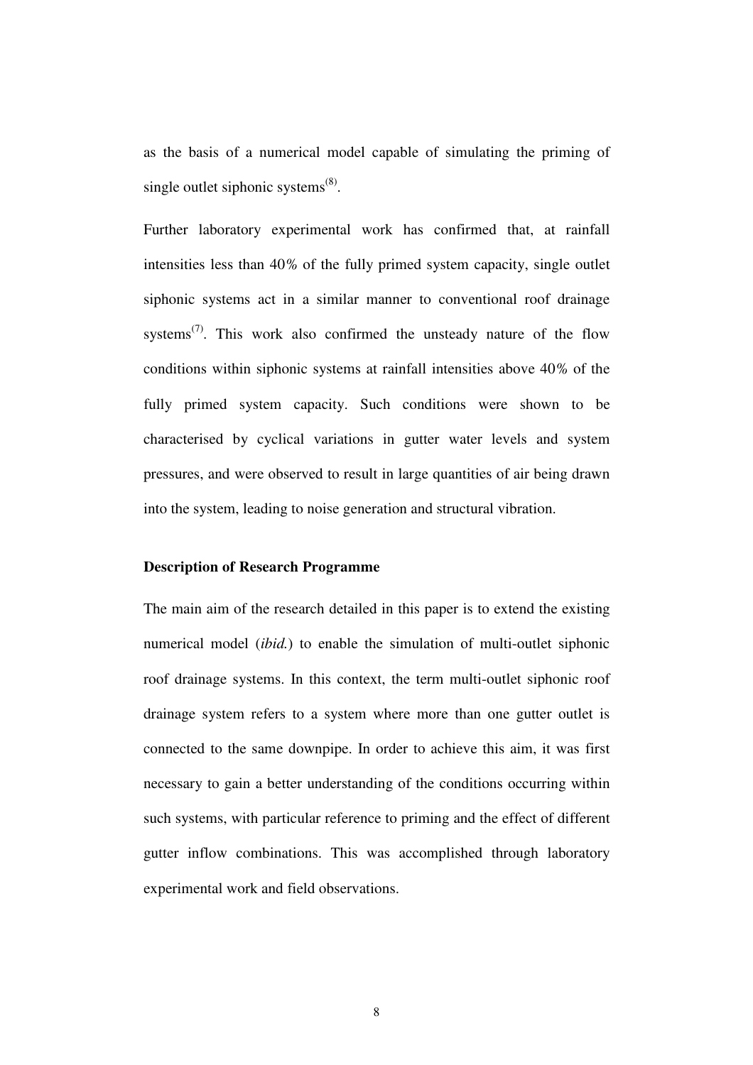as the basis of a numerical model capable of simulating the priming of single outlet siphonic systems[8].

Further laboratory experimental work has confirmed that, at rainfall intensities less than 40% of the fully primed system capacity, single outlet siphonic systems act in a similar manner to conventional roof drainage systems[7]. This work also confirmed the unsteady nature of the flow conditions within siphonic systems at rainfall intensities above 40% of the fully primed system capacity. Such conditions were shown to be characterised by cyclical variations in gutter water levels and system pressures, and were observed to result in large quantities of air being drawn into the system, leading to noise generation and structural vibration.

**Description of Research Programme**

The main aim of the research detailed in this paper is to extend the existing numerical model (*ibid.*) to enable the simulation of multi-outlet siphonic roof drainage systems. In this context, the term multi-outlet siphonic roof drainage system refers to a system where more than one gutter outlet is connected to the same downpipe. In order to achieve this aim, it was first necessary to gain a better understanding of the conditions occurring within such systems, with particular reference to priming and the effect of different gutter inflow combinations. This was accomplished through laboratory experimental work and field observations.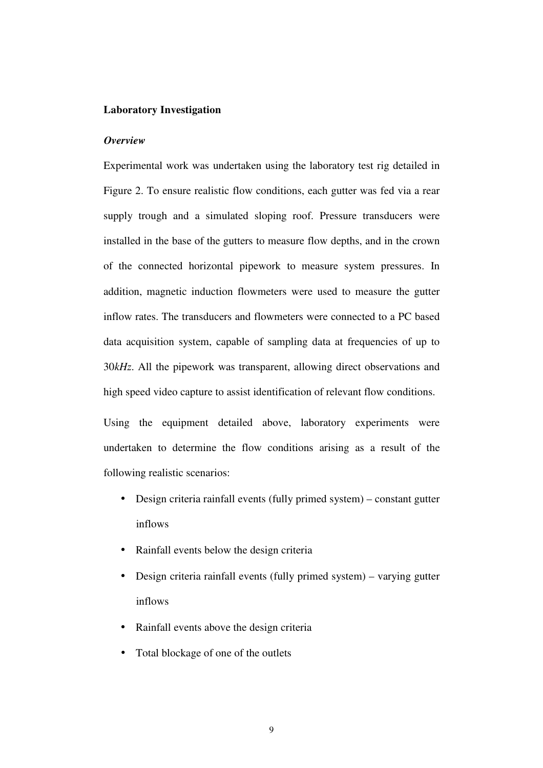## Laboratory Investigation

### *Overview*

Experimental work was undertaken using the laboratory test rig detailed in Figure 2. To ensure realistic flow conditions, each gutter was fed via a rear supply trough and a simulated sloping roof. Pressure transducers were installed in the base of the gutters to measure flow depths, and in the crown of the connected horizontal pipework to measure system pressures. In addition, magnetic induction flowmeters were used to measure the gutter inflow rates. The transducers and flowmeters were connected to a PC based data acquisition system, capable of sampling data at frequencies of up to 30*kHz*. All the pipework was transparent, allowing direct observations and high speed video capture to assist identification of relevant flow conditions.

Using the equipment detailed above, laboratory experiments were undertaken to determine the flow conditions arising as a result of the following realistic scenarios:

- Design criteria rainfall events (fully primed system) – constant gutter inflows
- Rainfall events below the design criteria
- Design criteria rainfall events (fully primed system) – varying gutter inflows
- Rainfall events above the design criteria
- Total blockage of one of the outlets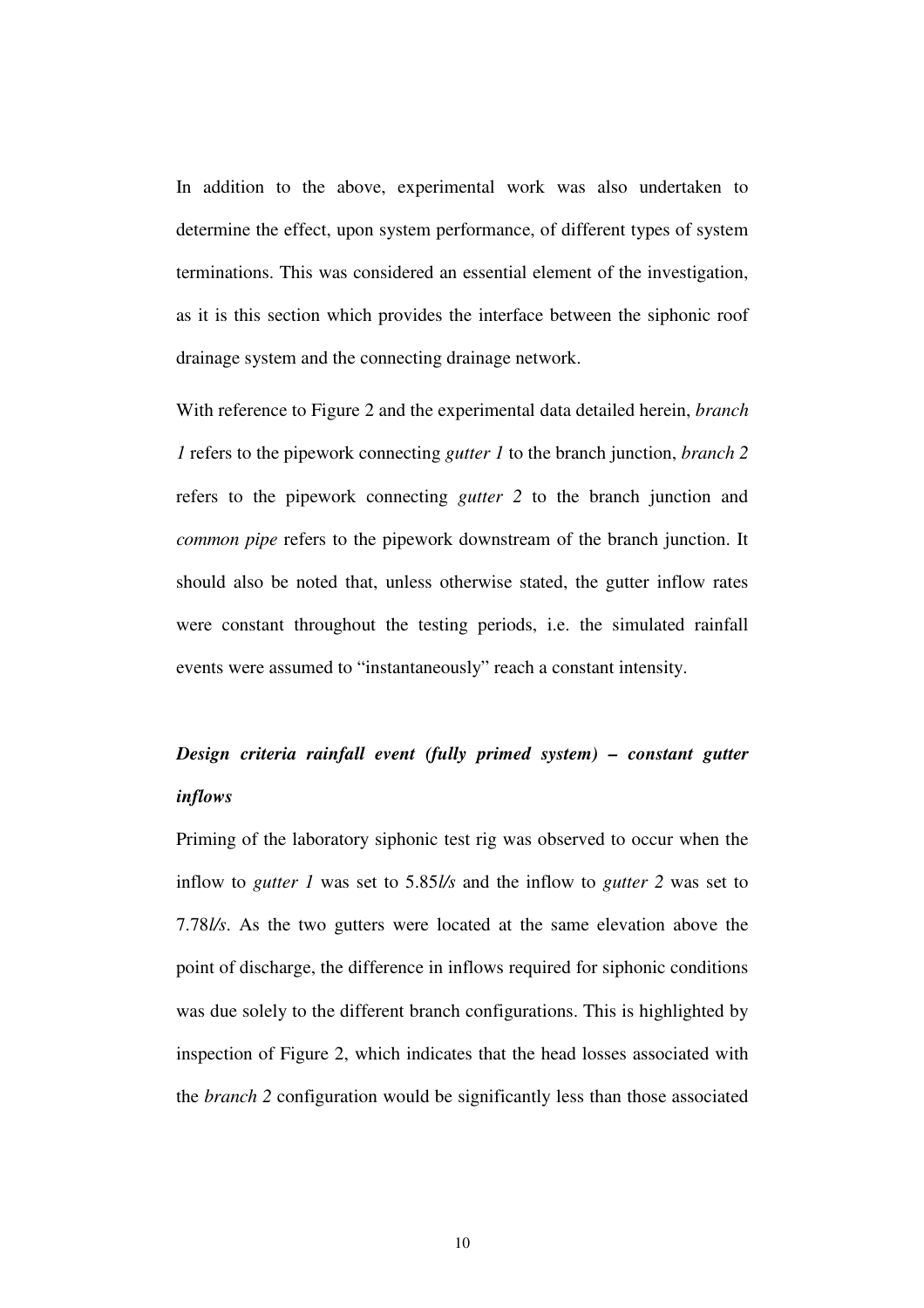In addition to the above, experimental work was also undertaken to determine the effect, upon system performance, of different types of system terminations. This was considered an essential element of the investigation, as it is this section which provides the interface between the siphonic roof drainage system and the connecting drainage network.

With reference to Figure 2 and the experimental data detailed herein, *branch 1* refers to the pipework connecting *gutter 1* to the branch junction, *branch 2* refers to the pipework connecting *gutter 2* to the branch junction and *common pipe* refers to the pipework downstream of the branch junction. It should also be noted that, unless otherwise stated, the gutter inflow rates were constant throughout the testing periods, i.e. the simulated rainfall events were assumed to "instantaneously" reach a constant intensity.

***Design criteria rainfall event (fully primed system) – constant gutter inflows***

Priming of the laboratory siphonic test rig was observed to occur when the inflow to *gutter 1* was set to 5.85*l/s* and the inflow to *gutter 2* was set to 7.78*l/s*. As the two gutters were located at the same elevation above the point of discharge, the difference in inflows required for siphonic conditions was due solely to the different branch configurations. This is highlighted by inspection of Figure 2, which indicates that the head losses associated with the *branch 2* configuration would be significantly less than those associated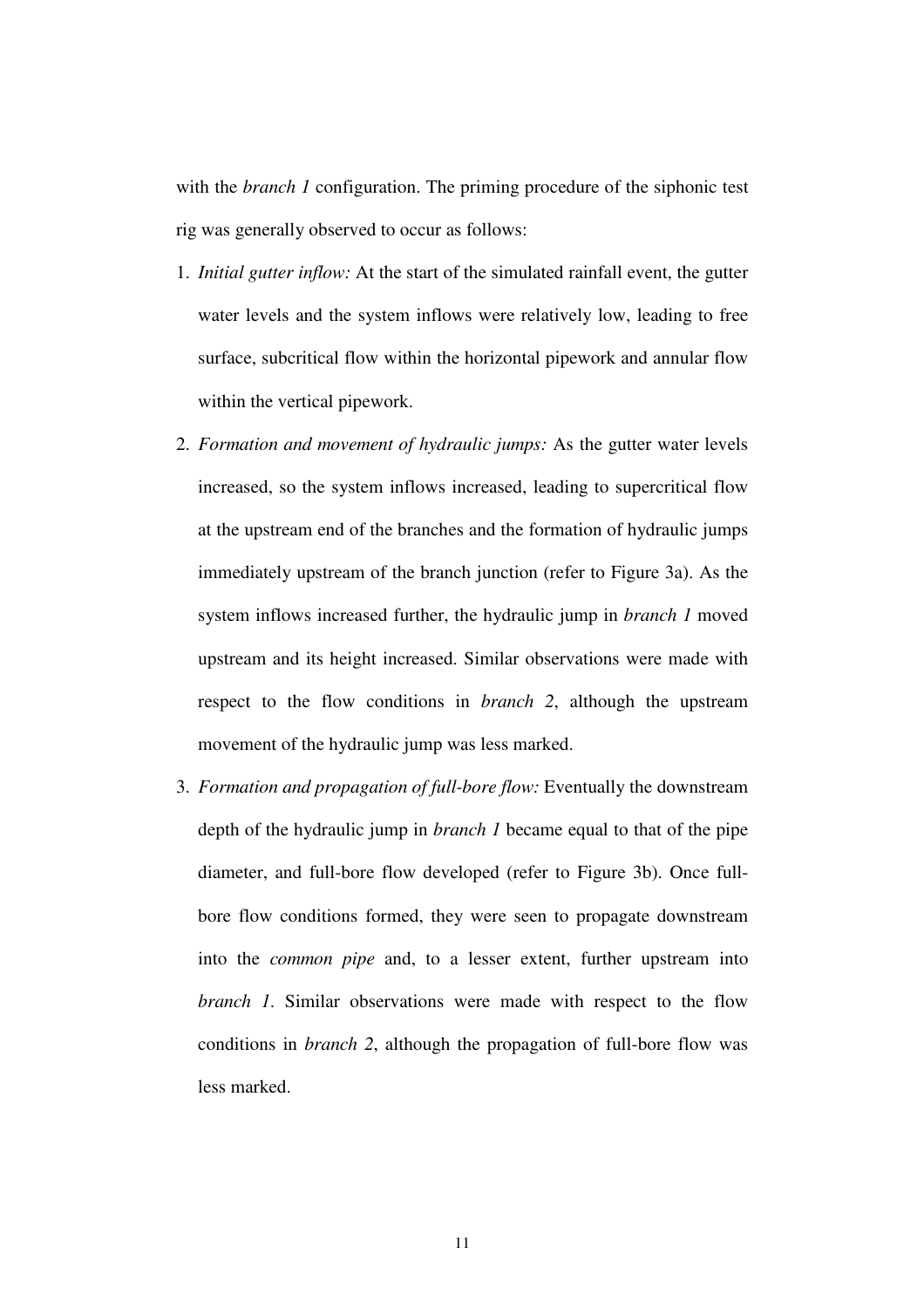with the *branch 1* configuration. The priming procedure of the siphonic test rig was generally observed to occur as follows:

1. *Initial gutter inflow:* At the start of the simulated rainfall event, the gutter water levels and the system inflows were relatively low, leading to free surface, subcritical flow within the horizontal pipework and annular flow within the vertical pipework.
2. *Formation and movement of hydraulic jumps:* As the gutter water levels increased, so the system inflows increased, leading to supercritical flow at the upstream end of the branches and the formation of hydraulic jumps immediately upstream of the branch junction (refer to Figure 3a). As the system inflows increased further, the hydraulic jump in *branch 1* moved upstream and its height increased. Similar observations were made with respect to the flow conditions in *branch 2*, although the upstream movement of the hydraulic jump was less marked.
3. *Formation and propagation of full-bore flow:* Eventually the downstream depth of the hydraulic jump in *branch 1* became equal to that of the pipe diameter, and full-bore flow developed (refer to Figure 3b). Once full-bore flow conditions formed, they were seen to propagate downstream into the *common pipe* and, to a lesser extent, further upstream into *branch 1*. Similar observations were made with respect to the flow conditions in *branch 2*, although the propagation of full-bore flow was less marked.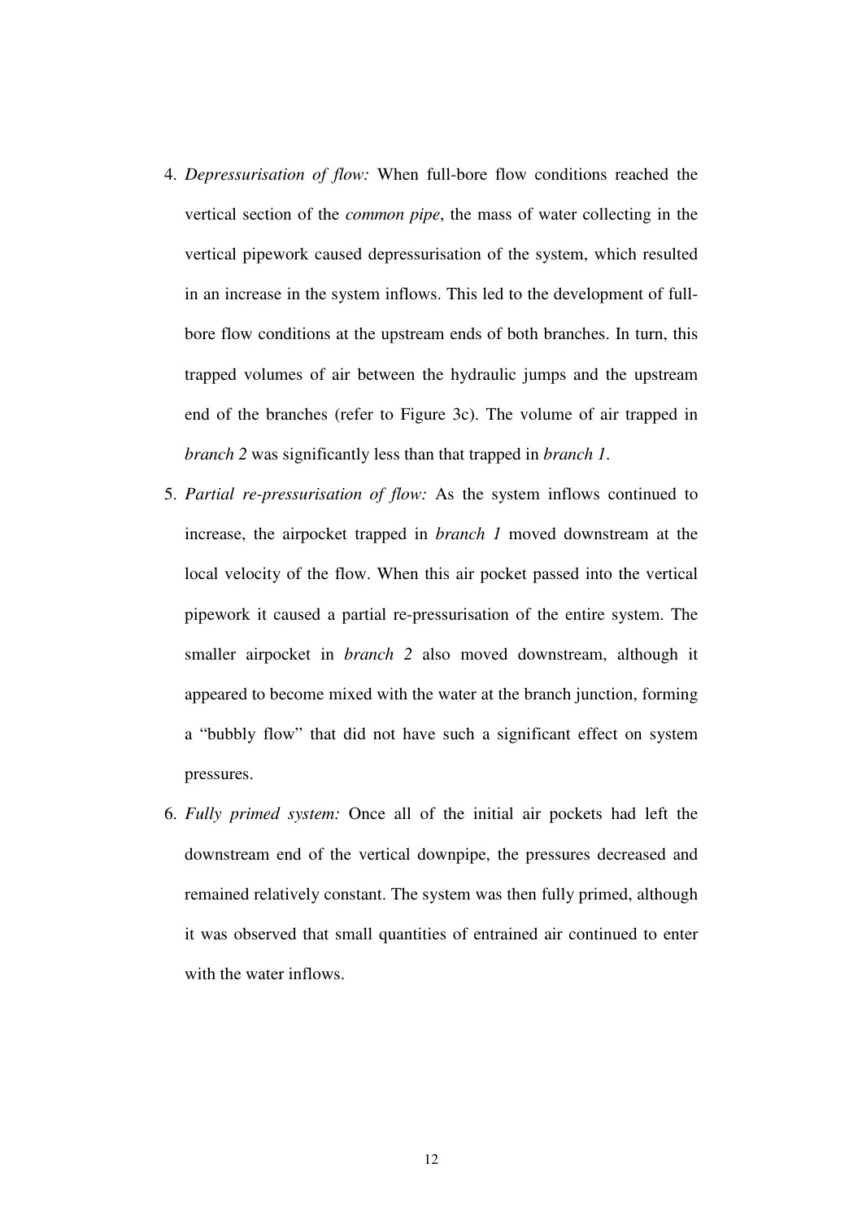4. *Depressurisation of flow:* When full-bore flow conditions reached the vertical section of the *common pipe*, the mass of water collecting in the vertical pipework caused depressurisation of the system, which resulted in an increase in the system inflows. This led to the development of full-bore flow conditions at the upstream ends of both branches. In turn, this trapped volumes of air between the hydraulic jumps and the upstream end of the branches (refer to Figure 3c). The volume of air trapped in *branch 2* was significantly less than that trapped in *branch 1*.
5. *Partial re-pressurisation of flow:* As the system inflows continued to increase, the airpocket trapped in *branch 1* moved downstream at the local velocity of the flow. When this air pocket passed into the vertical pipework it caused a partial re-pressurisation of the entire system. The smaller airpocket in *branch 2* also moved downstream, although it appeared to become mixed with the water at the branch junction, forming a "bubbly flow" that did not have such a significant effect on system pressures.
6. *Fully primed system:* Once all of the initial air pockets had left the downstream end of the vertical downpipe, the pressures decreased and remained relatively constant. The system was then fully primed, although it was observed that small quantities of entrained air continued to enter with the water inflows.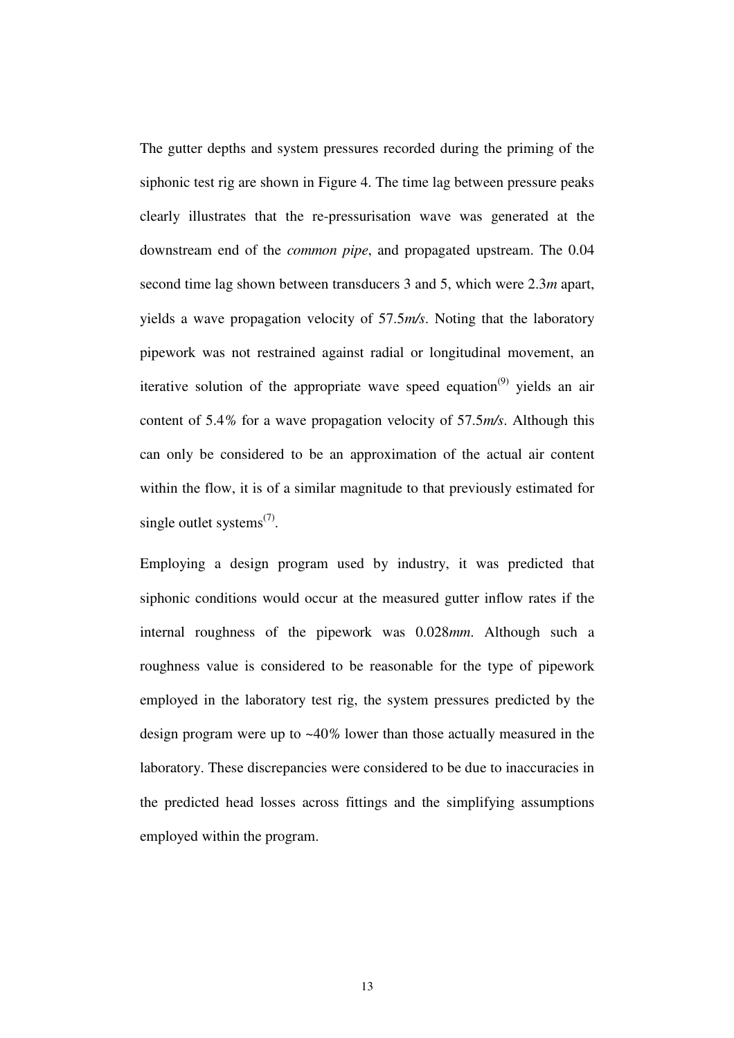The gutter depths and system pressures recorded during the priming of the siphonic test rig are shown in Figure 4. The time lag between pressure peaks clearly illustrates that the re-pressurisation wave was generated at the downstream end of the *common pipe*, and propagated upstream. The 0.04 second time lag shown between transducers 3 and 5, which were 2.3*m* apart, yields a wave propagation velocity of 57.5*m/s*. Noting that the laboratory pipework was not restrained against radial or longitudinal movement, an iterative solution of the appropriate wave speed equation[9] yields an air content of 5.4% for a wave propagation velocity of 57.5*m/s*. Although this can only be considered to be an approximation of the actual air content within the flow, it is of a similar magnitude to that previously estimated for single outlet systems[7].

Employing a design program used by industry, it was predicted that siphonic conditions would occur at the measured gutter inflow rates if the internal roughness of the pipework was 0.028*mm*. Although such a roughness value is considered to be reasonable for the type of pipework employed in the laboratory test rig, the system pressures predicted by the design program were up to ~40% lower than those actually measured in the laboratory. These discrepancies were considered to be due to inaccuracies in the predicted head losses across fittings and the simplifying assumptions employed within the program.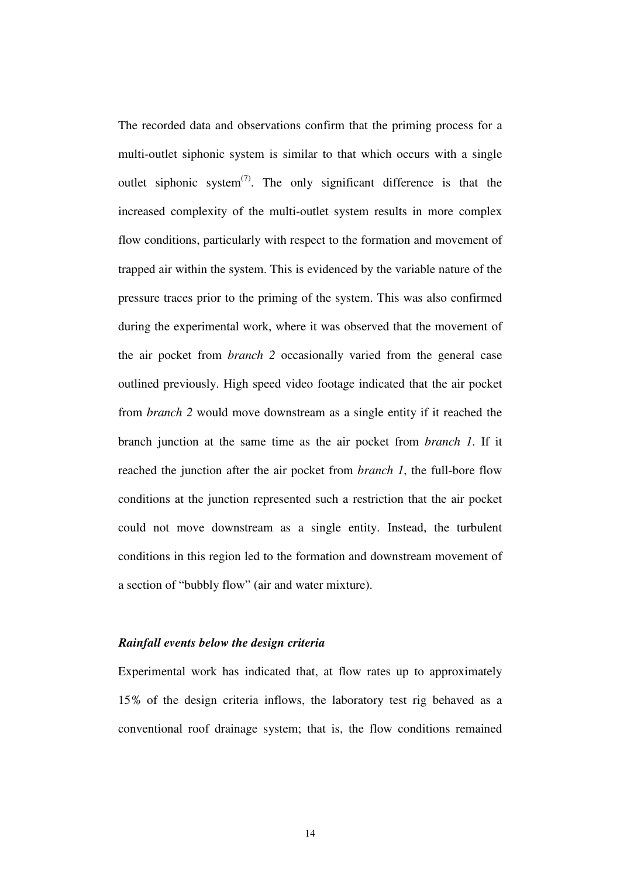The recorded data and observations confirm that the priming process for a multi-outlet siphonic system is similar to that which occurs with a single outlet siphonic system[7]. The only significant difference is that the increased complexity of the multi-outlet system results in more complex flow conditions, particularly with respect to the formation and movement of trapped air within the system. This is evidenced by the variable nature of the pressure traces prior to the priming of the system. This was also confirmed during the experimental work, where it was observed that the movement of the air pocket from *branch 2* occasionally varied from the general case outlined previously. High speed video footage indicated that the air pocket from *branch 2* would move downstream as a single entity if it reached the branch junction at the same time as the air pocket from *branch 1*. If it reached the junction after the air pocket from *branch 1*, the full-bore flow conditions at the junction represented such a restriction that the air pocket could not move downstream as a single entity. Instead, the turbulent conditions in this region led to the formation and downstream movement of a section of "bubbly flow" (air and water mixture).

### *Rainfall events below the design criteria*

Experimental work has indicated that, at flow rates up to approximately 15% of the design criteria inflows, the laboratory test rig behaved as a conventional roof drainage system; that is, the flow conditions remained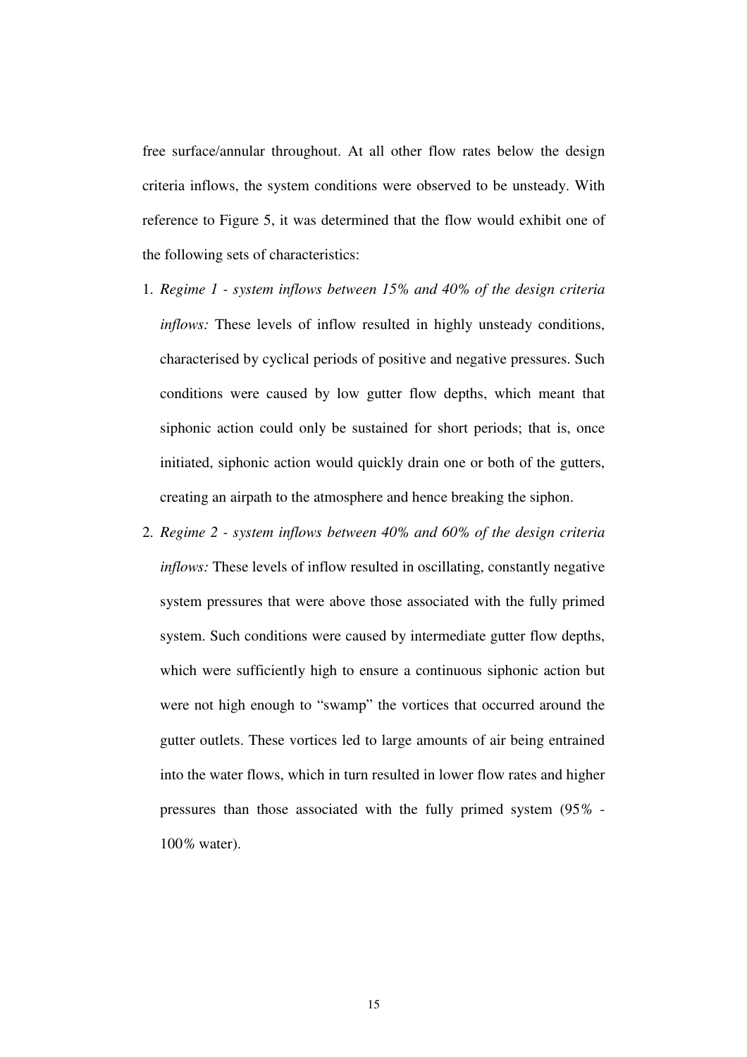free surface/annular throughout. At all other flow rates below the design criteria inflows, the system conditions were observed to be unsteady. With reference to Figure 5, it was determined that the flow would exhibit one of the following sets of characteristics:

1. *Regime 1 - system inflows between 15% and 40% of the design criteria inflows:* These levels of inflow resulted in highly unsteady conditions, characterised by cyclical periods of positive and negative pressures. Such conditions were caused by low gutter flow depths, which meant that siphonic action could only be sustained for short periods; that is, once initiated, siphonic action would quickly drain one or both of the gutters, creating an airpath to the atmosphere and hence breaking the siphon.
2. *Regime 2 - system inflows between 40% and 60% of the design criteria inflows:* These levels of inflow resulted in oscillating, constantly negative system pressures that were above those associated with the fully primed system. Such conditions were caused by intermediate gutter flow depths, which were sufficiently high to ensure a continuous siphonic action but were not high enough to "swamp" the vortices that occurred around the gutter outlets. These vortices led to large amounts of air being entrained into the water flows, which in turn resulted in lower flow rates and higher pressures than those associated with the fully primed system (95% - 100% water).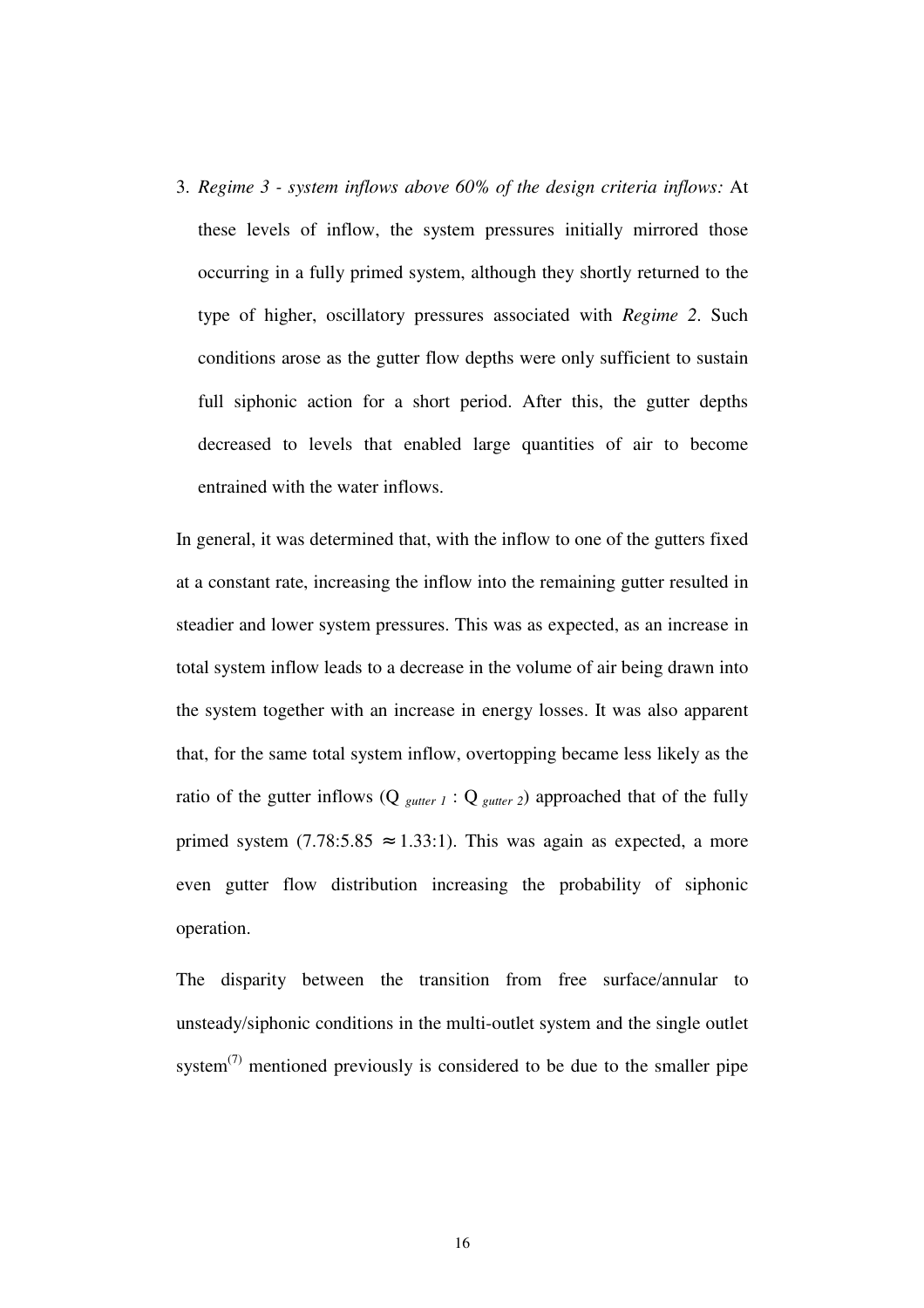3. *Regime 3 - system inflows above 60% of the design criteria inflows:* At these levels of inflow, the system pressures initially mirrored those occurring in a fully primed system, although they shortly returned to the type of higher, oscillatory pressures associated with *Regime 2*. Such conditions arose as the gutter flow depths were only sufficient to sustain full siphonic action for a short period. After this, the gutter depths decreased to levels that enabled large quantities of air to become entrained with the water inflows.

In general, it was determined that, with the inflow to one of the gutters fixed at a constant rate, increasing the inflow into the remaining gutter resulted in steadier and lower system pressures. This was as expected, as an increase in total system inflow leads to a decrease in the volume of air being drawn into the system together with an increase in energy losses. It was also apparent that, for the same total system inflow, overtopping became less likely as the ratio of the gutter inflows ($Q_{gutter\ 1}$ : $Q_{gutter\ 2}$) approached that of the fully primed system ($7.78:5.85 \approx 1.33:1$). This was again as expected, a more even gutter flow distribution increasing the probability of siphonic operation.

The disparity between the transition from free surface/annular to unsteady/siphonic conditions in the multi-outlet system and the single outlet system[7] mentioned previously is considered to be due to the smaller pipe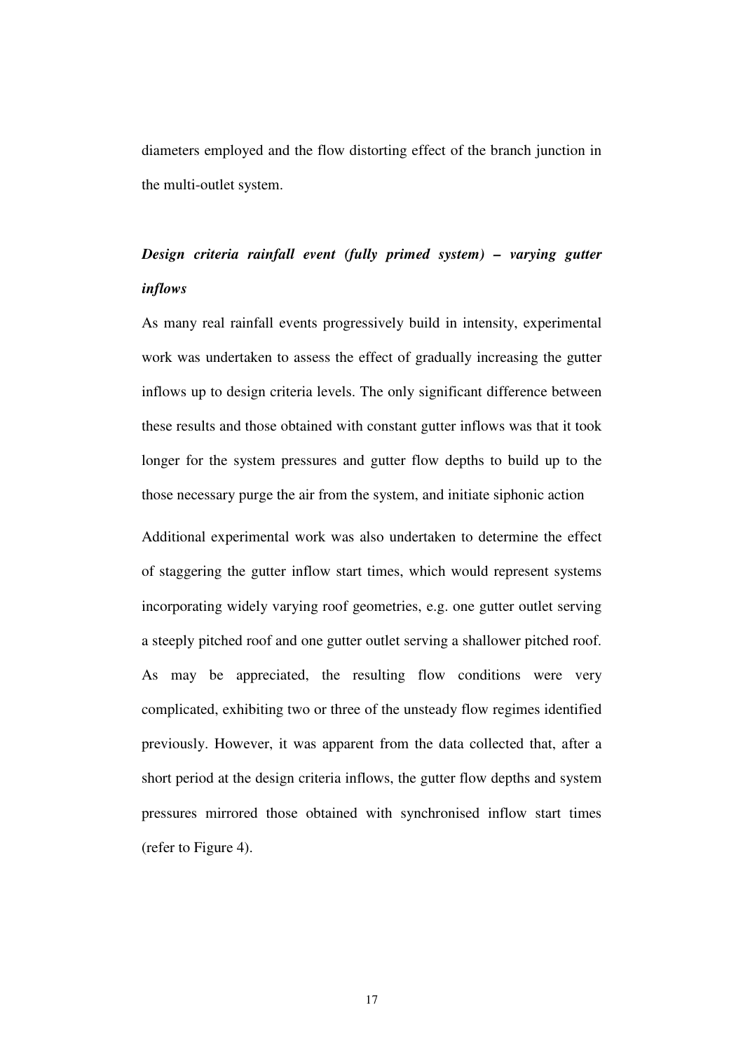diameters employed and the flow distorting effect of the branch junction in the multi-outlet system.

### *Design criteria rainfall event (fully primed system) – varying gutter inflows*

As many real rainfall events progressively build in intensity, experimental work was undertaken to assess the effect of gradually increasing the gutter inflows up to design criteria levels. The only significant difference between these results and those obtained with constant gutter inflows was that it took longer for the system pressures and gutter flow depths to build up to the those necessary purge the air from the system, and initiate siphonic action

Additional experimental work was also undertaken to determine the effect of staggering the gutter inflow start times, which would represent systems incorporating widely varying roof geometries, e.g. one gutter outlet serving a steeply pitched roof and one gutter outlet serving a shallower pitched roof. As may be appreciated, the resulting flow conditions were very complicated, exhibiting two or three of the unsteady flow regimes identified previously. However, it was apparent from the data collected that, after a short period at the design criteria inflows, the gutter flow depths and system pressures mirrored those obtained with synchronised inflow start times (refer to Figure 4).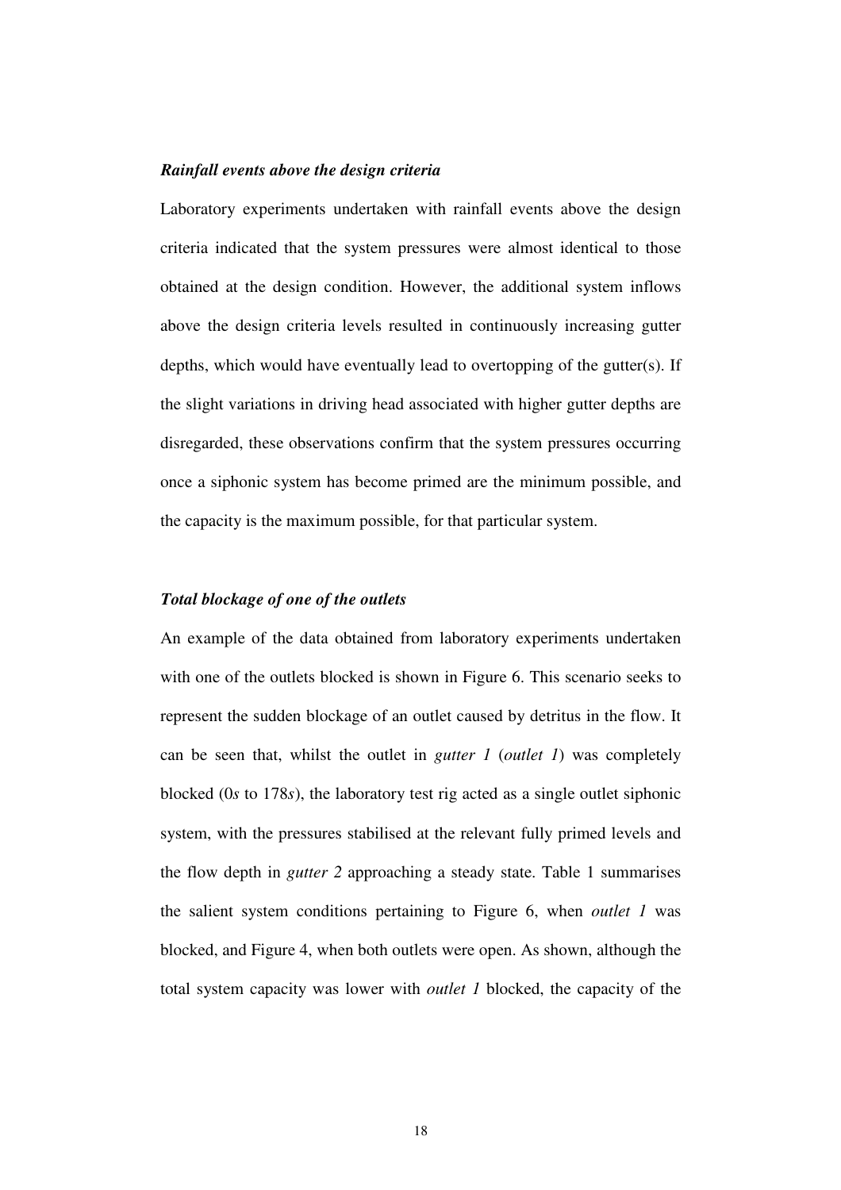### *Rainfall events above the design criteria*

Laboratory experiments undertaken with rainfall events above the design criteria indicated that the system pressures were almost identical to those obtained at the design condition. However, the additional system inflows above the design criteria levels resulted in continuously increasing gutter depths, which would have eventually lead to overtopping of the gutter(s). If the slight variations in driving head associated with higher gutter depths are disregarded, these observations confirm that the system pressures occurring once a siphonic system has become primed are the minimum possible, and the capacity is the maximum possible, for that particular system.

### *Total blockage of one of the outlets*

An example of the data obtained from laboratory experiments undertaken with one of the outlets blocked is shown in Figure 6. This scenario seeks to represent the sudden blockage of an outlet caused by detritus in the flow. It can be seen that, whilst the outlet in *gutter 1* (*outlet 1*) was completely blocked (0*s* to 178*s*), the laboratory test rig acted as a single outlet siphonic system, with the pressures stabilised at the relevant fully primed levels and the flow depth in *gutter 2* approaching a steady state. Table 1 summarises the salient system conditions pertaining to Figure 6, when *outlet 1* was blocked, and Figure 4, when both outlets were open. As shown, although the total system capacity was lower with *outlet 1* blocked, the capacity of the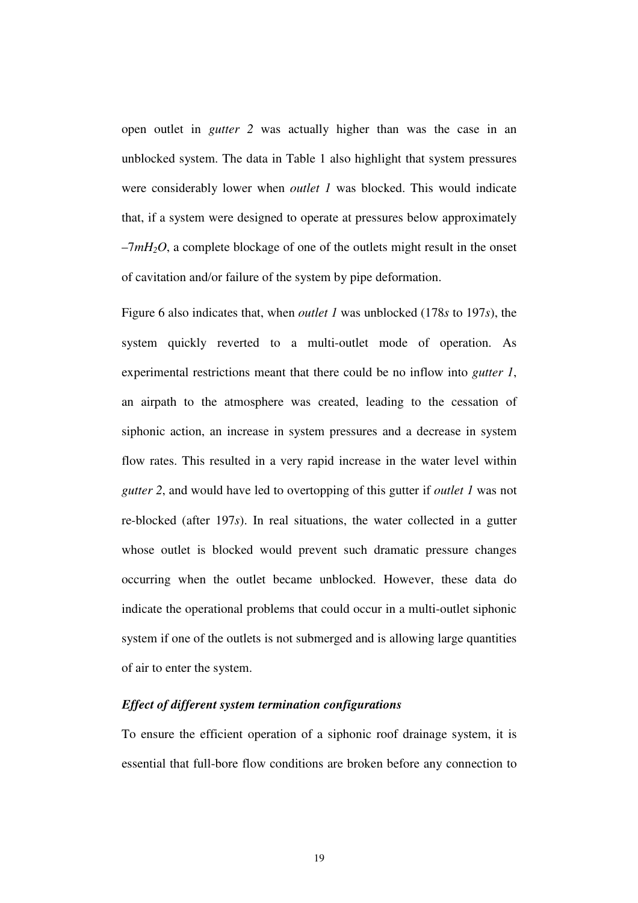open outlet in *gutter 2* was actually higher than was the case in an unblocked system. The data in Table 1 also highlight that system pressures were considerably lower when *outlet 1* was blocked. This would indicate that, if a system were designed to operate at pressures below approximately $-7mH_2O$, a complete blockage of one of the outlets might result in the onset of cavitation and/or failure of the system by pipe deformation.

Figure 6 also indicates that, when *outlet 1* was unblocked (178*s* to 197*s*), the system quickly reverted to a multi-outlet mode of operation. As experimental restrictions meant that there could be no inflow into *gutter 1*, an airpath to the atmosphere was created, leading to the cessation of siphonic action, an increase in system pressures and a decrease in system flow rates. This resulted in a very rapid increase in the water level within *gutter 2*, and would have led to overtopping of this gutter if *outlet 1* was not re-blocked (after 197*s*). In real situations, the water collected in a gutter whose outlet is blocked would prevent such dramatic pressure changes occurring when the outlet became unblocked. However, these data do indicate the operational problems that could occur in a multi-outlet siphonic system if one of the outlets is not submerged and is allowing large quantities of air to enter the system.

### *Effect of different system termination configurations*

To ensure the efficient operation of a siphonic roof drainage system, it is essential that full-bore flow conditions are broken before any connection to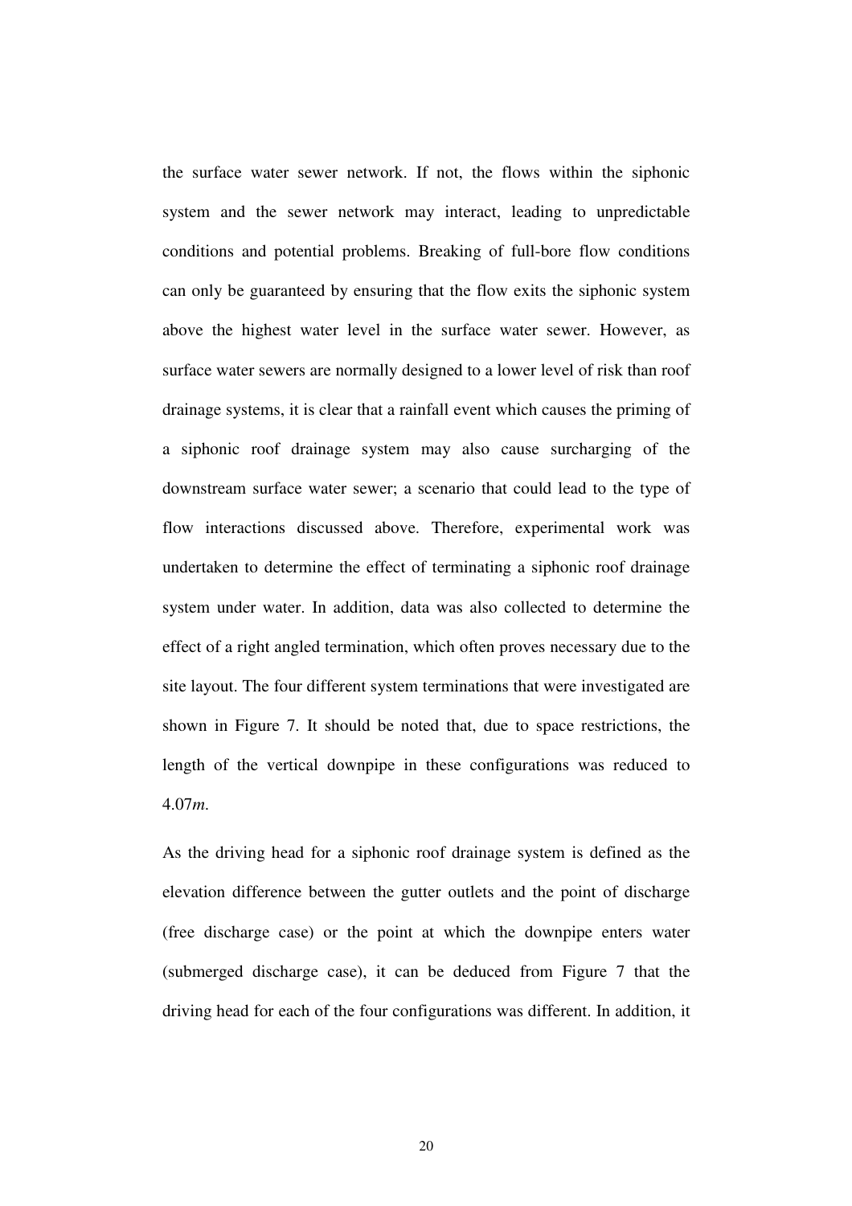the surface water sewer network. If not, the flows within the siphonic system and the sewer network may interact, leading to unpredictable conditions and potential problems. Breaking of full-bore flow conditions can only be guaranteed by ensuring that the flow exits the siphonic system above the highest water level in the surface water sewer. However, as surface water sewers are normally designed to a lower level of risk than roof drainage systems, it is clear that a rainfall event which causes the priming of a siphonic roof drainage system may also cause surcharging of the downstream surface water sewer; a scenario that could lead to the type of flow interactions discussed above. Therefore, experimental work was undertaken to determine the effect of terminating a siphonic roof drainage system under water. In addition, data was also collected to determine the effect of a right angled termination, which often proves necessary due to the site layout. The four different system terminations that were investigated are shown in Figure 7. It should be noted that, due to space restrictions, the length of the vertical downpipe in these configurations was reduced to 4.07*m*.

As the driving head for a siphonic roof drainage system is defined as the elevation difference between the gutter outlets and the point of discharge (free discharge case) or the point at which the downpipe enters water (submerged discharge case), it can be deduced from Figure 7 that the driving head for each of the four configurations was different. In addition, it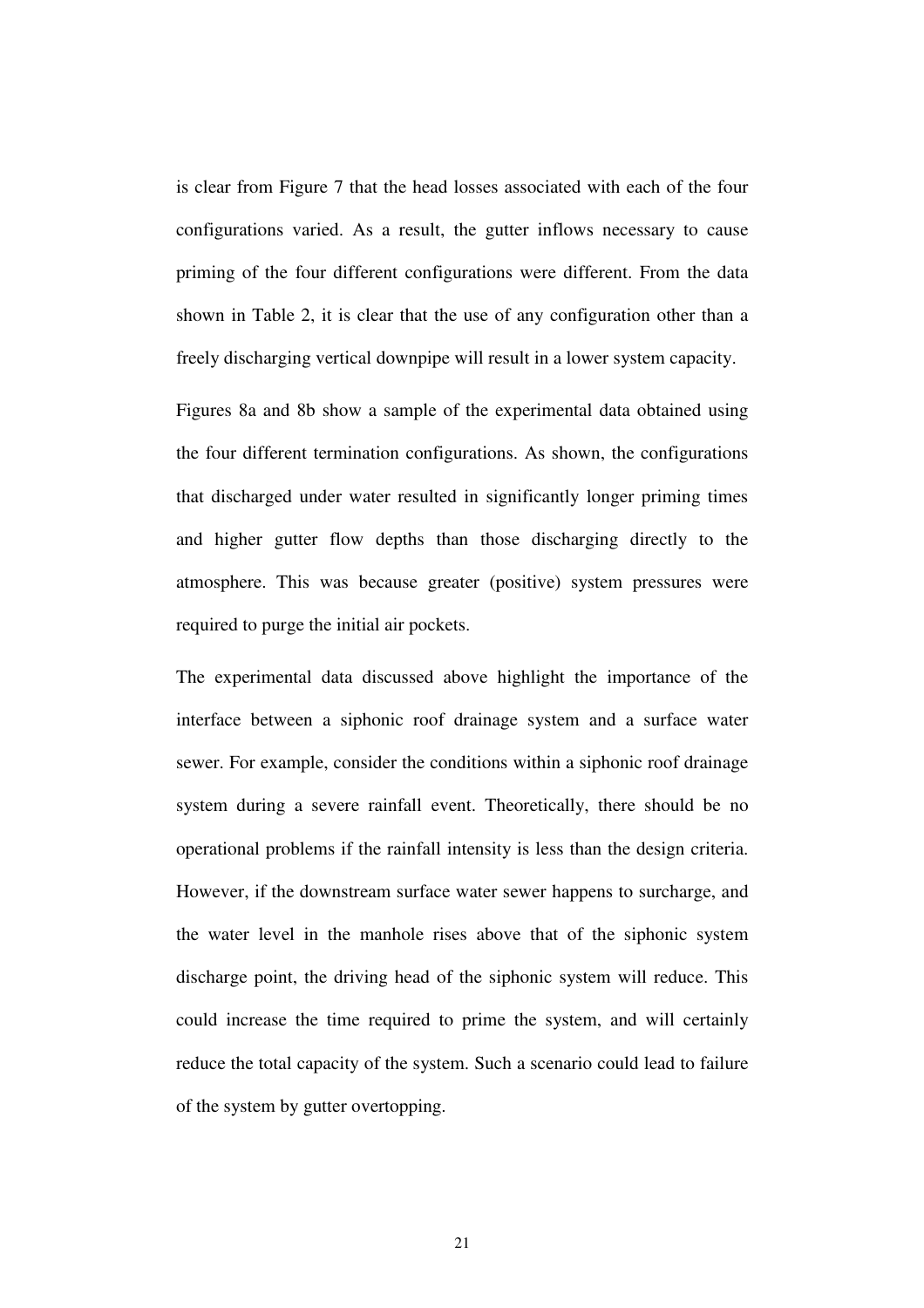is clear from Figure 7 that the head losses associated with each of the four configurations varied. As a result, the gutter inflows necessary to cause priming of the four different configurations were different. From the data shown in Table 2, it is clear that the use of any configuration other than a freely discharging vertical downpipe will result in a lower system capacity.

Figures 8a and 8b show a sample of the experimental data obtained using the four different termination configurations. As shown, the configurations that discharged under water resulted in significantly longer priming times and higher gutter flow depths than those discharging directly to the atmosphere. This was because greater (positive) system pressures were required to purge the initial air pockets.

The experimental data discussed above highlight the importance of the interface between a siphonic roof drainage system and a surface water sewer. For example, consider the conditions within a siphonic roof drainage system during a severe rainfall event. Theoretically, there should be no operational problems if the rainfall intensity is less than the design criteria. However, if the downstream surface water sewer happens to surcharge, and the water level in the manhole rises above that of the siphonic system discharge point, the driving head of the siphonic system will reduce. This could increase the time required to prime the system, and will certainly reduce the total capacity of the system. Such a scenario could lead to failure of the system by gutter overtopping.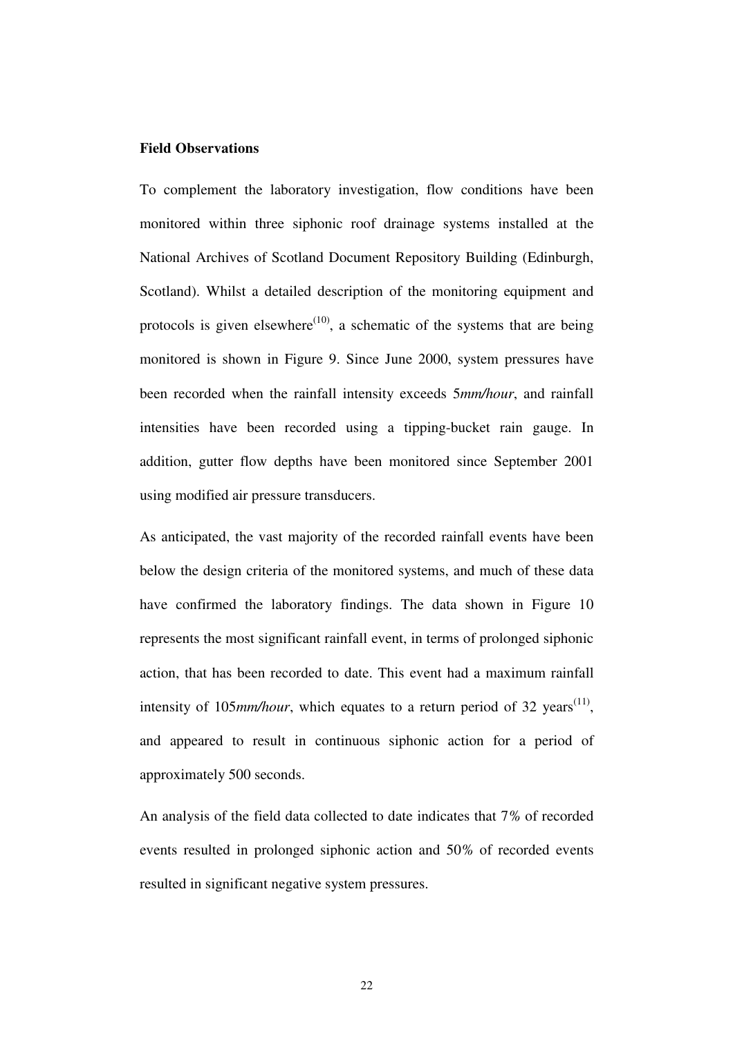**Field Observations**

To complement the laboratory investigation, flow conditions have been monitored within three siphonic roof drainage systems installed at the National Archives of Scotland Document Repository Building (Edinburgh, Scotland). Whilst a detailed description of the monitoring equipment and protocols is given elsewhere[10], a schematic of the systems that are being monitored is shown in Figure 9. Since June 2000, system pressures have been recorded when the rainfall intensity exceeds 5*mm/hour*, and rainfall intensities have been recorded using a tipping-bucket rain gauge. In addition, gutter flow depths have been monitored since September 2001 using modified air pressure transducers.

As anticipated, the vast majority of the recorded rainfall events have been below the design criteria of the monitored systems, and much of these data have confirmed the laboratory findings. The data shown in Figure 10 represents the most significant rainfall event, in terms of prolonged siphonic action, that has been recorded to date. This event had a maximum rainfall intensity of 105*mm/hour*, which equates to a return period of 32 years[11], and appeared to result in continuous siphonic action for a period of approximately 500 seconds.

An analysis of the field data collected to date indicates that 7% of recorded events resulted in prolonged siphonic action and 50% of recorded events resulted in significant negative system pressures.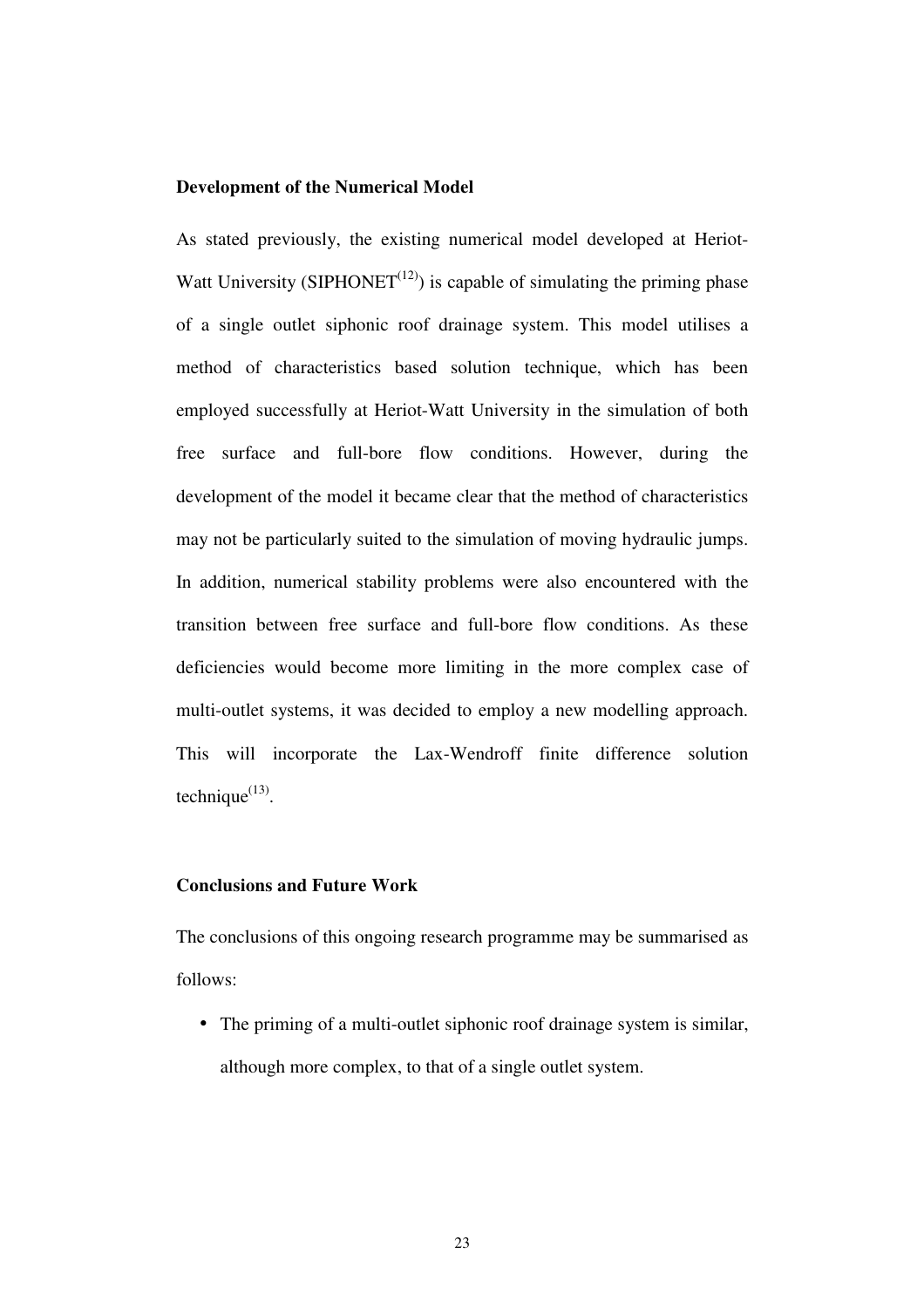## Development of the Numerical Model

As stated previously, the existing numerical model developed at Heriot-Watt University (SIPHONET[12]) is capable of simulating the priming phase of a single outlet siphonic roof drainage system. This model utilises a method of characteristics based solution technique, which has been employed successfully at Heriot-Watt University in the simulation of both free surface and full-bore flow conditions. However, during the development of the model it became clear that the method of characteristics may not be particularly suited to the simulation of moving hydraulic jumps. In addition, numerical stability problems were also encountered with the transition between free surface and full-bore flow conditions. As these deficiencies would become more limiting in the more complex case of multi-outlet systems, it was decided to employ a new modelling approach. This will incorporate the Lax-Wendroff finite difference solution technique[13].

## Conclusions and Future Work

The conclusions of this ongoing research programme may be summarised as follows:

- The priming of a multi-outlet siphonic roof drainage system is similar, although more complex, to that of a single outlet system.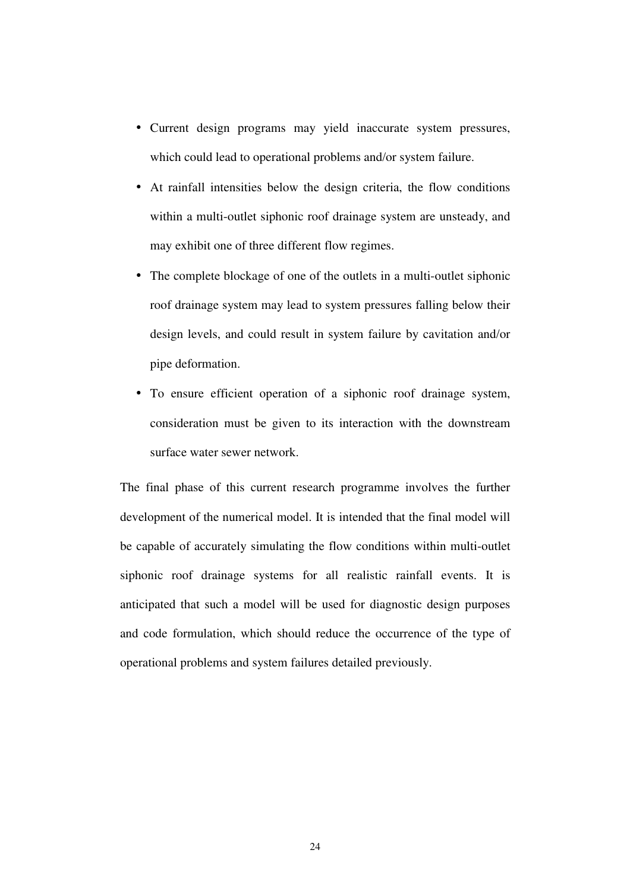- Current design programs may yield inaccurate system pressures, which could lead to operational problems and/or system failure.
- At rainfall intensities below the design criteria, the flow conditions within a multi-outlet siphonic roof drainage system are unsteady, and may exhibit one of three different flow regimes.
- The complete blockage of one of the outlets in a multi-outlet siphonic roof drainage system may lead to system pressures falling below their design levels, and could result in system failure by cavitation and/or pipe deformation.
- To ensure efficient operation of a siphonic roof drainage system, consideration must be given to its interaction with the downstream surface water sewer network.

The final phase of this current research programme involves the further development of the numerical model. It is intended that the final model will be capable of accurately simulating the flow conditions within multi-outlet siphonic roof drainage systems for all realistic rainfall events. It is anticipated that such a model will be used for diagnostic design purposes and code formulation, which should reduce the occurrence of the type of operational problems and system failures detailed previously.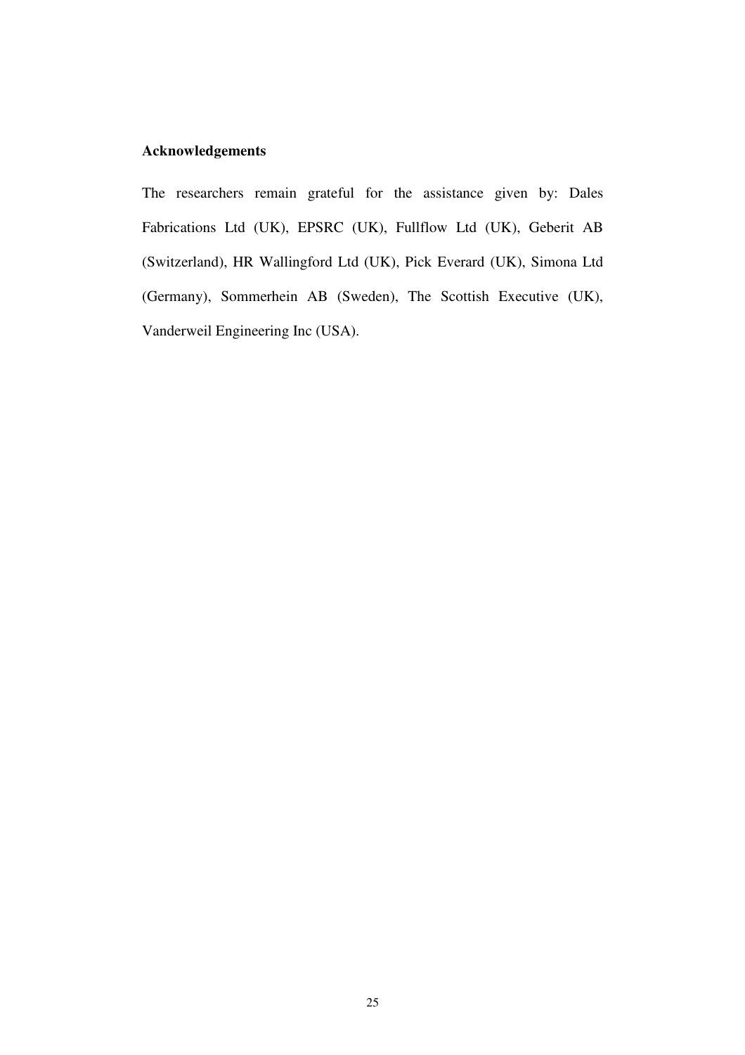## Acknowledgements

The researchers remain grateful for the assistance given by: Dales Fabrications Ltd (UK), EPSRC (UK), Fullflow Ltd (UK), Geberit AB (Switzerland), HR Wallingford Ltd (UK), Pick Everard (UK), Simona Ltd (Germany), Sommerhein AB (Sweden), The Scottish Executive (UK), Vanderweil Engineering Inc (USA).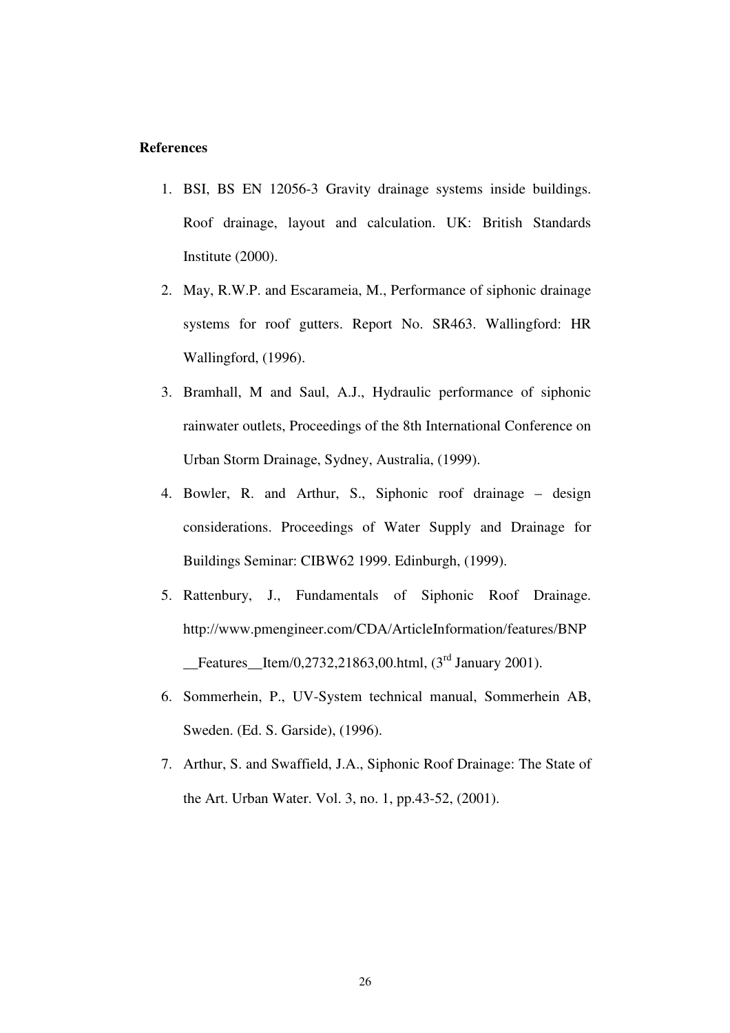**References**

1. BSI, BS EN 12056-3 Gravity drainage systems inside buildings. Roof drainage, layout and calculation. UK: British Standards Institute (2000).
2. May, R.W.P. and Escarameia, M., Performance of siphonic drainage systems for roof gutters. Report No. SR463. Wallingford: HR Wallingford, (1996).
3. Bramhall, M and Saul, A.J., Hydraulic performance of siphonic rainwater outlets, Proceedings of the 8th International Conference on Urban Storm Drainage, Sydney, Australia, (1999).
4. Bowler, R. and Arthur, S., Siphonic roof drainage – design considerations. Proceedings of Water Supply and Drainage for Buildings Seminar: CIBW62 1999. Edinburgh, (1999).
5. Rattenbury, J., Fundamentals of Siphonic Roof Drainage. http://www.pmengineer.com/CDA/ArticleInformation/features/BNP__Features__Item/0,2732,21863,00.html, (3rd January 2001).
6. Sommerhein, P., UV-System technical manual, Sommerhein AB, Sweden. (Ed. S. Garside), (1996).
7. Arthur, S. and Swaffield, J.A., Siphonic Roof Drainage: The State of the Art. Urban Water. Vol. 3, no. 1, pp.43-52, (2001).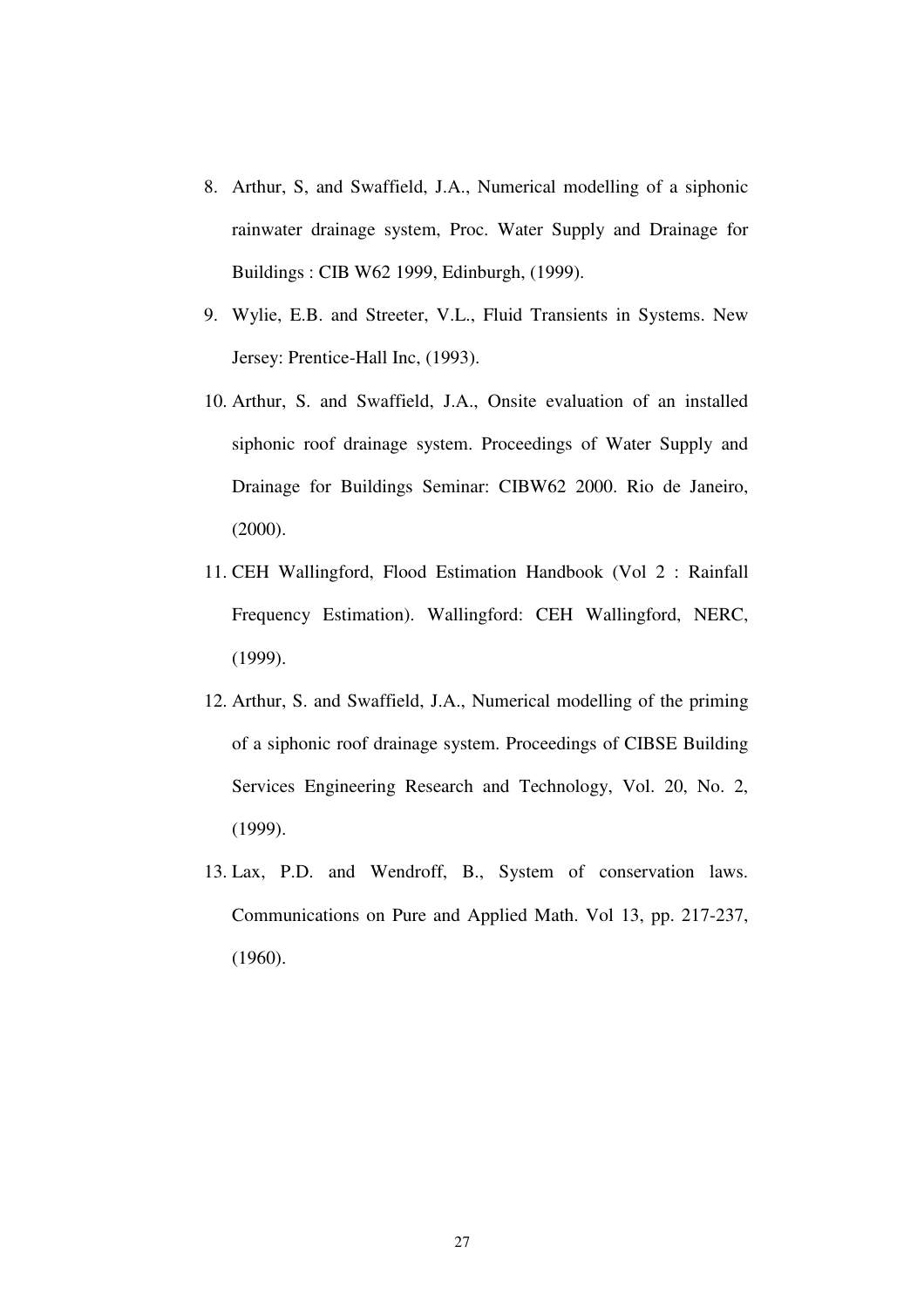8. Arthur, S, and Swaffield, J.A., Numerical modelling of a siphonic rainwater drainage system, Proc. Water Supply and Drainage for Buildings : CIB W62 1999, Edinburgh, (1999).
9. Wylie, E.B. and Streeter, V.L., Fluid Transients in Systems. New Jersey: Prentice-Hall Inc, (1993).
10. Arthur, S. and Swaffield, J.A., Onsite evaluation of an installed siphonic roof drainage system. Proceedings of Water Supply and Drainage for Buildings Seminar: CIBW62 2000. Rio de Janeiro, (2000).
11. CEH Wallingford, Flood Estimation Handbook (Vol 2 : Rainfall Frequency Estimation). Wallingford: CEH Wallingford, NERC, (1999).
12. Arthur, S. and Swaffield, J.A., Numerical modelling of the priming of a siphonic roof drainage system. Proceedings of CIBSE Building Services Engineering Research and Technology, Vol. 20, No. 2, (1999).
13. Lax, P.D. and Wendroff, B., System of conservation laws. Communications on Pure and Applied Math. Vol 13, pp. 217-237, (1960).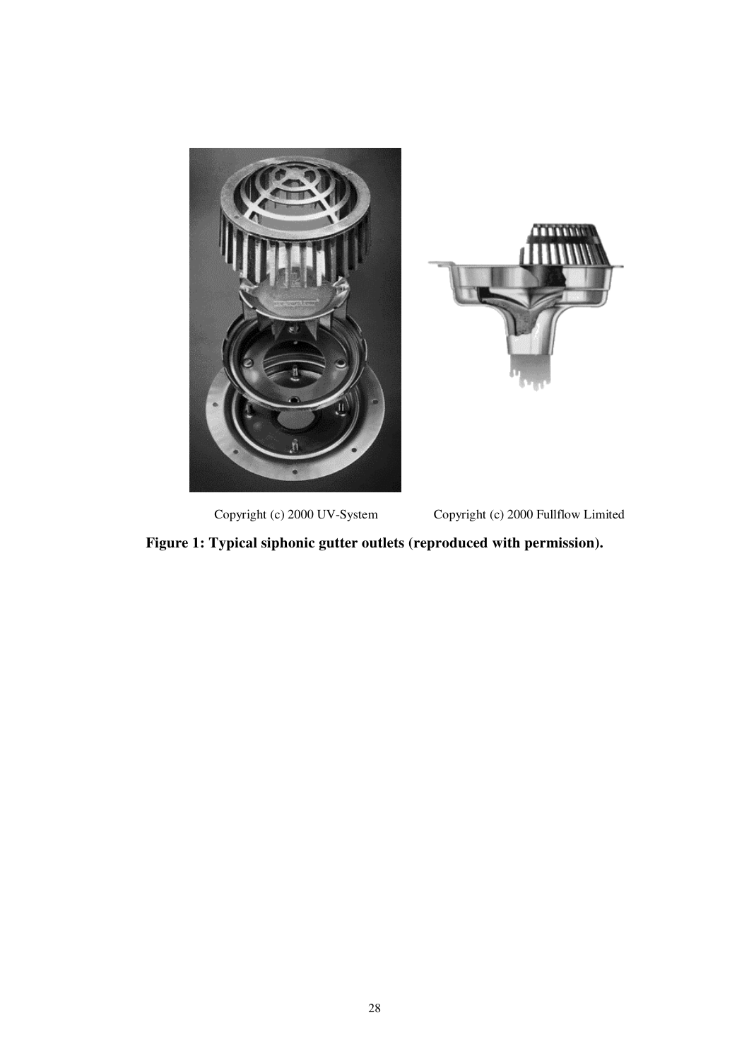Copyright (c) 2000 UV-System  Copyright (c) 2000 Fullflow Limited

**Figure 1: Typical siphonic gutter outlets (reproduced with permission).**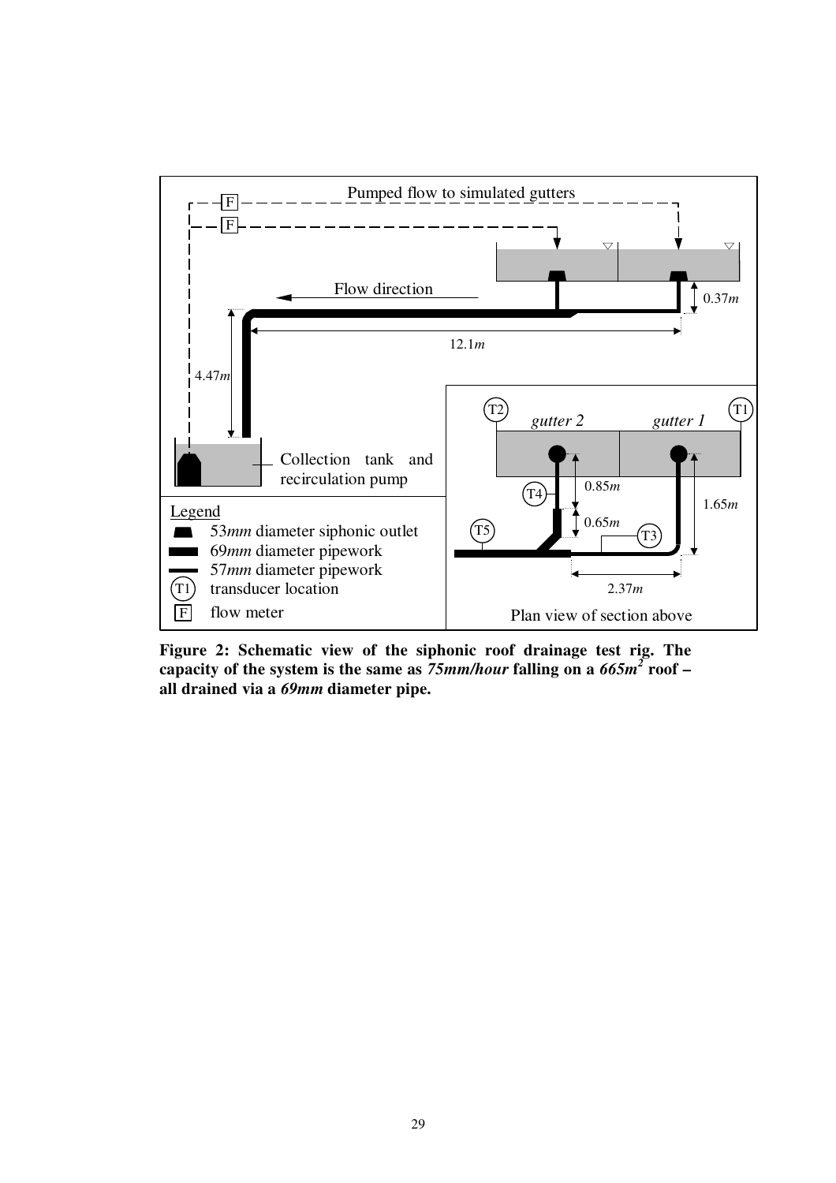**Figure 2: Schematic view of the siphonic roof drainage test rig. The capacity of the system is the same as *75mm/hour* falling on a *665m$^2$* roof – all drained via a *69mm* diameter pipe.**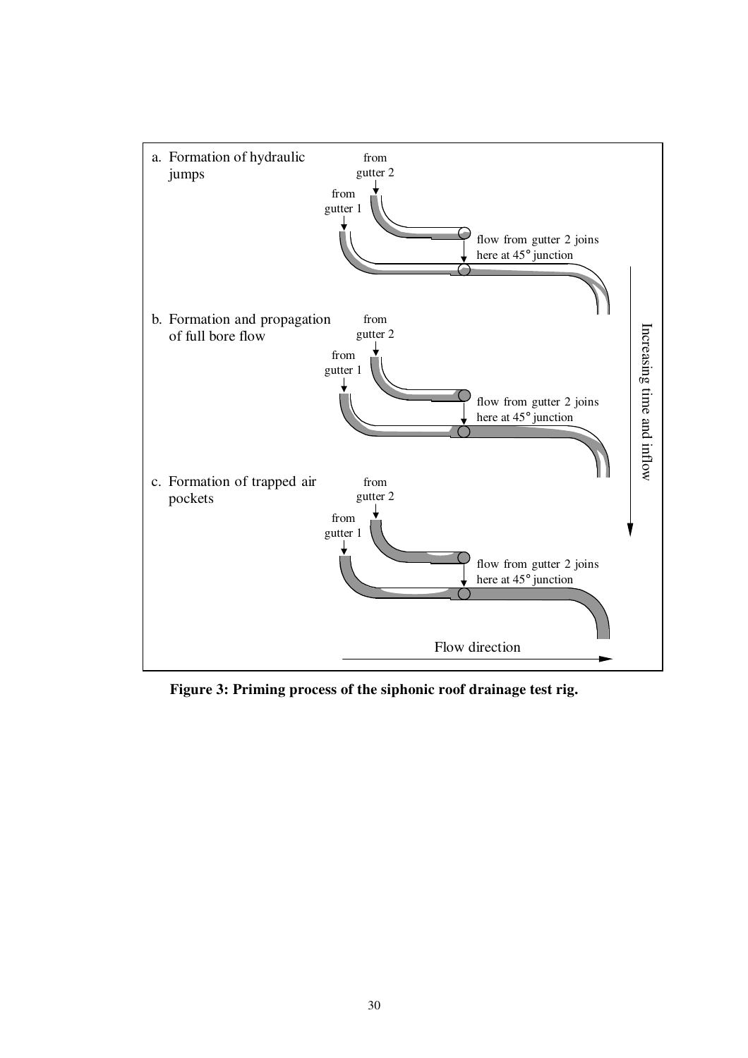**Figure 3: Priming process of the siphonic roof drainage test rig.**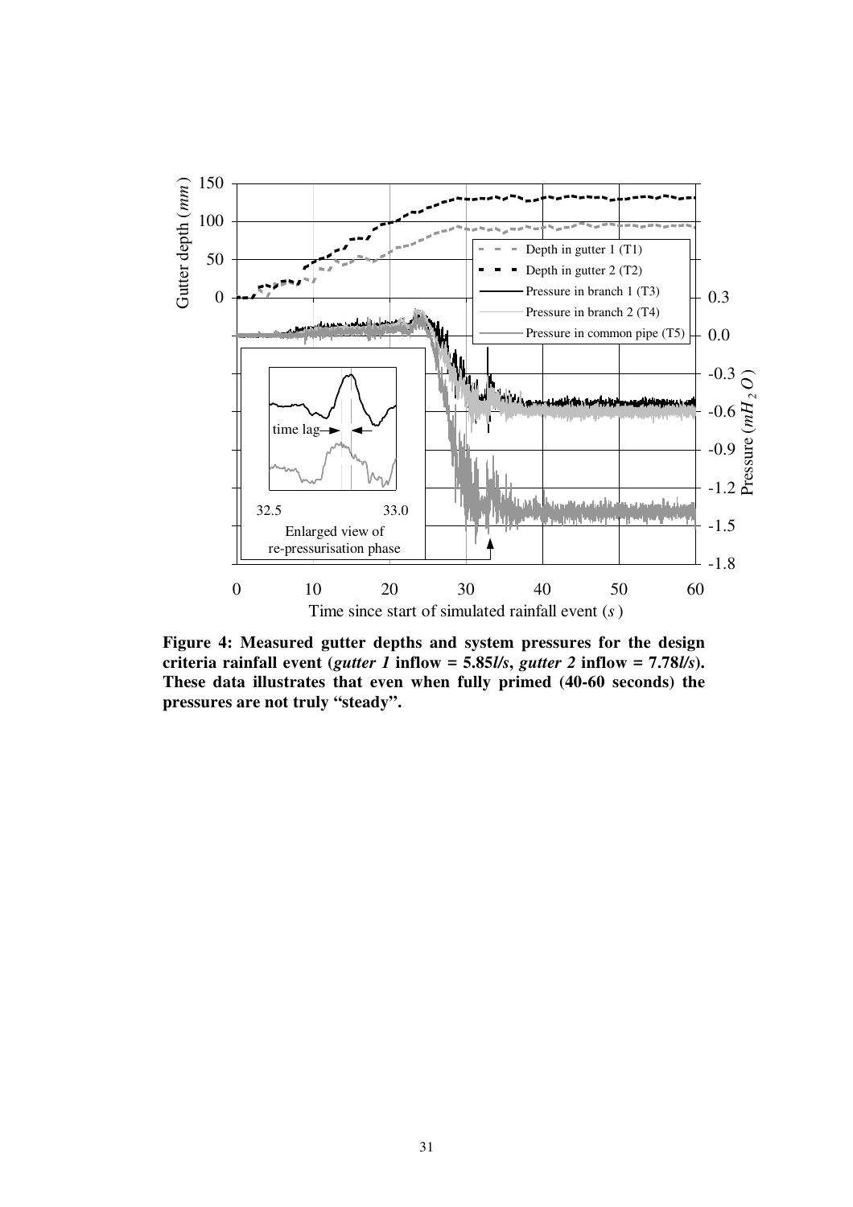**Figure 4: Measured gutter depths and system pressures for the design criteria rainfall event (*gutter 1* inflow = 5.85*l/s*, *gutter 2* inflow = 7.78*l/s*). These data illustrates that even when fully primed (40-60 seconds) the pressures are not truly "steady".**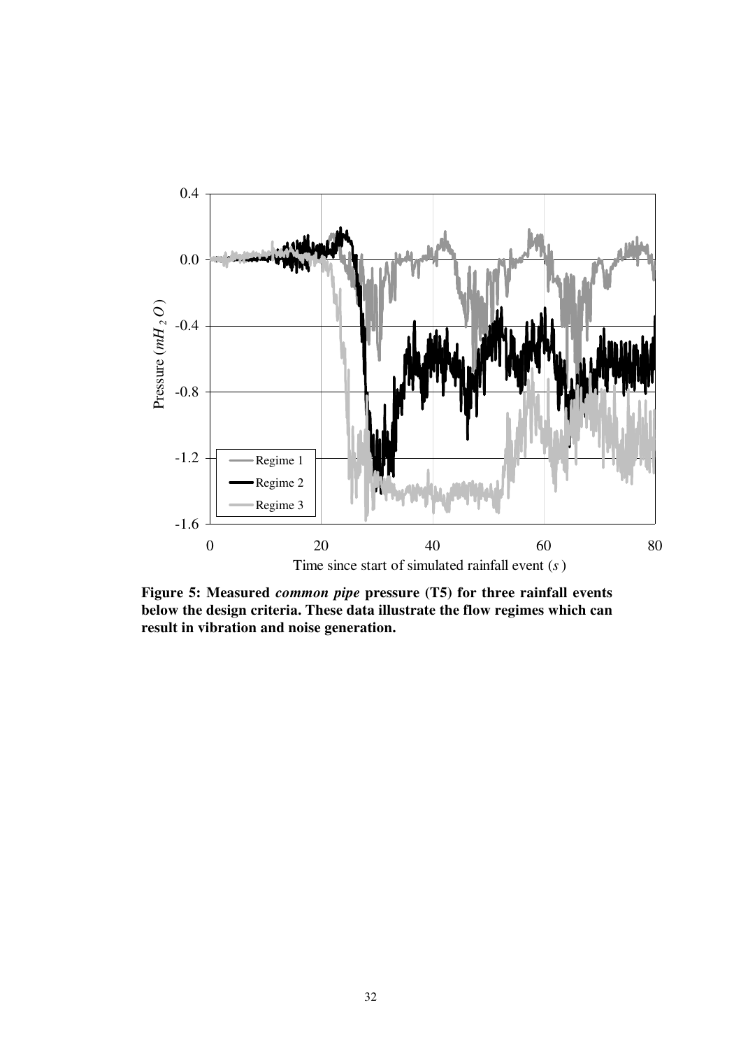**Figure 5: Measured *common pipe* pressure (T5) for three rainfall events below the design criteria. These data illustrate the flow regimes which can result in vibration and noise generation.**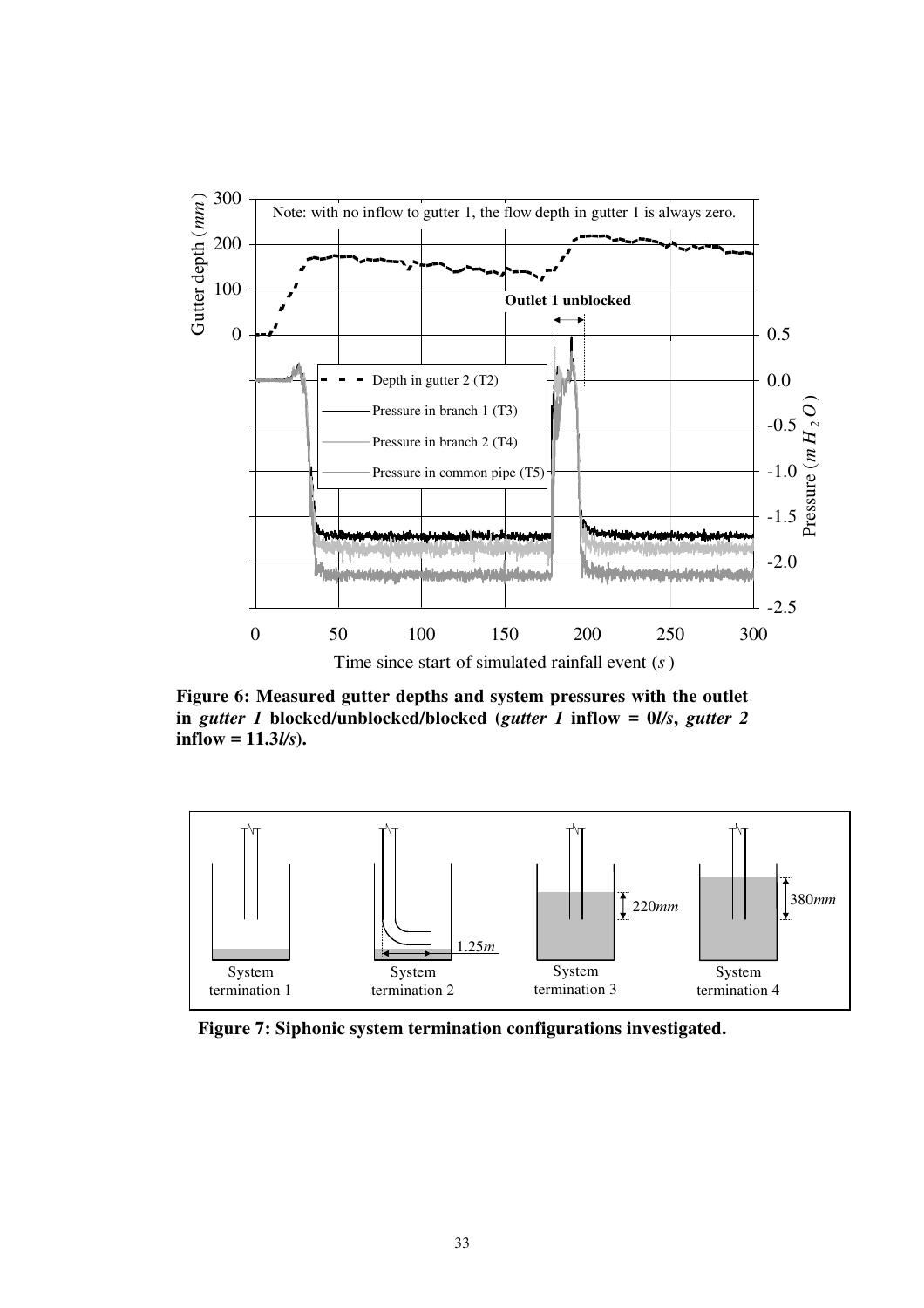**Figure 6: Measured gutter depths and system pressures with the outlet in *gutter 1* blocked/unblocked/blocked (*gutter 1* inflow = 0*l/s*, *gutter 2* inflow = 11.3*l/s*).**

**Figure 7: Siphonic system termination configurations investigated.**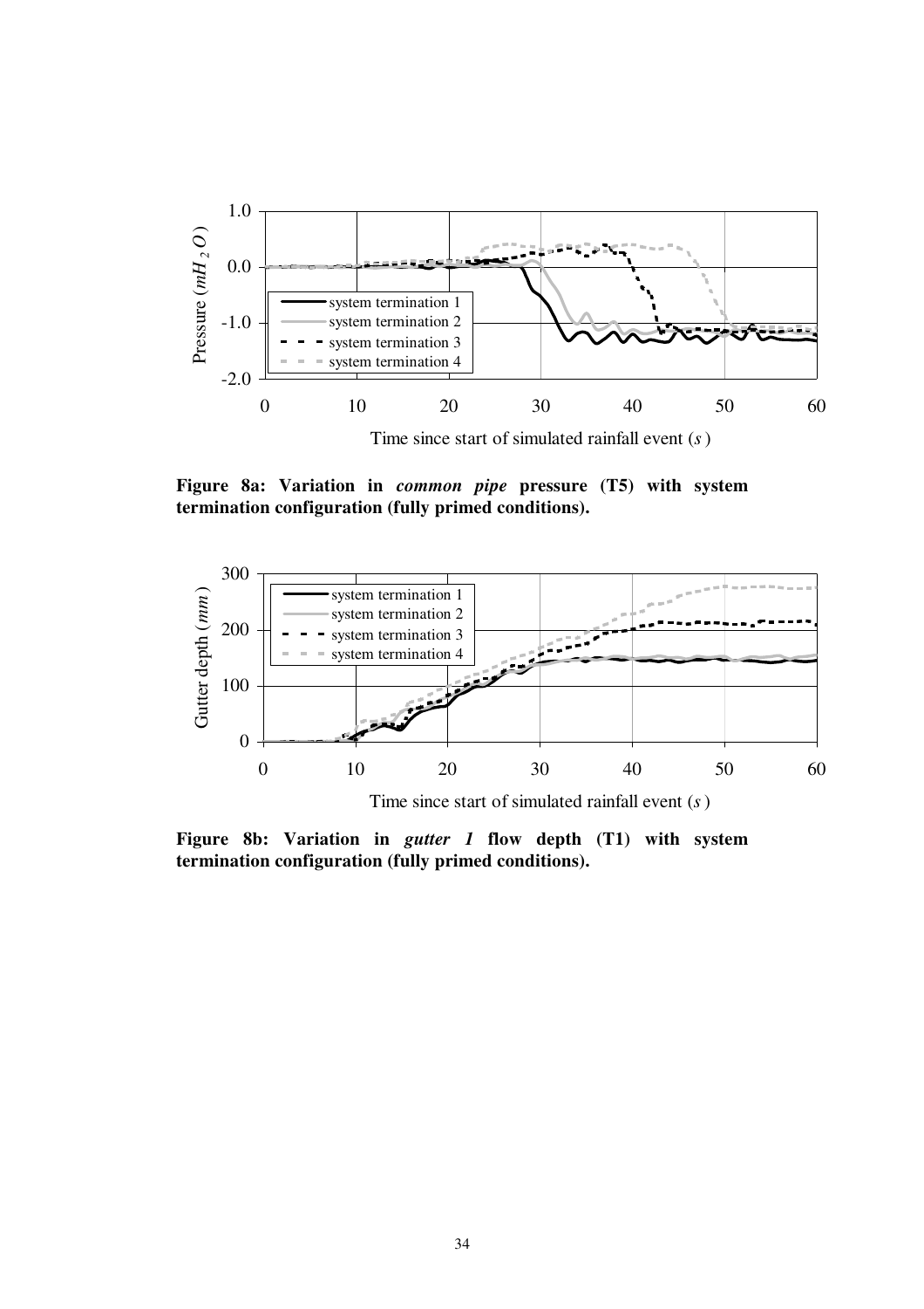**Figure 8a: Variation in *common pipe* pressure (T5) with system termination configuration (fully primed conditions).**

**Figure 8b: Variation in *gutter 1* flow depth (T1) with system termination configuration (fully primed conditions).**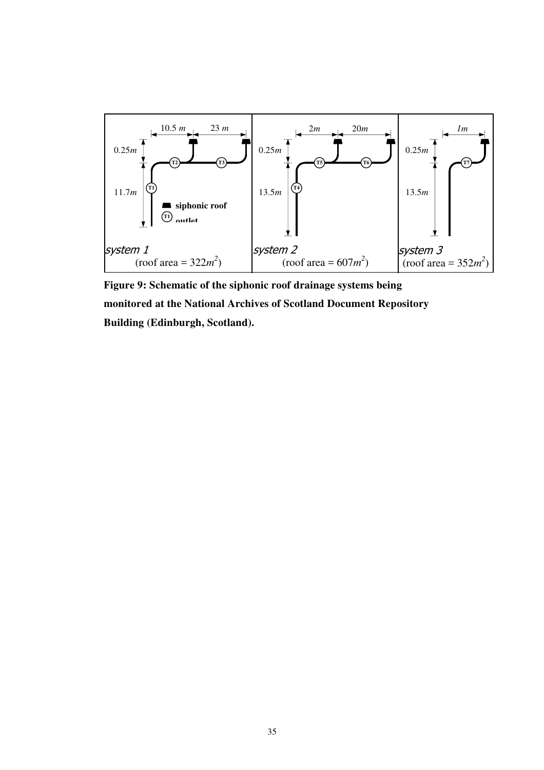**Figure 9: Schematic of the siphonic roof drainage systems being monitored at the National Archives of Scotland Document Repository Building (Edinburgh, Scotland).**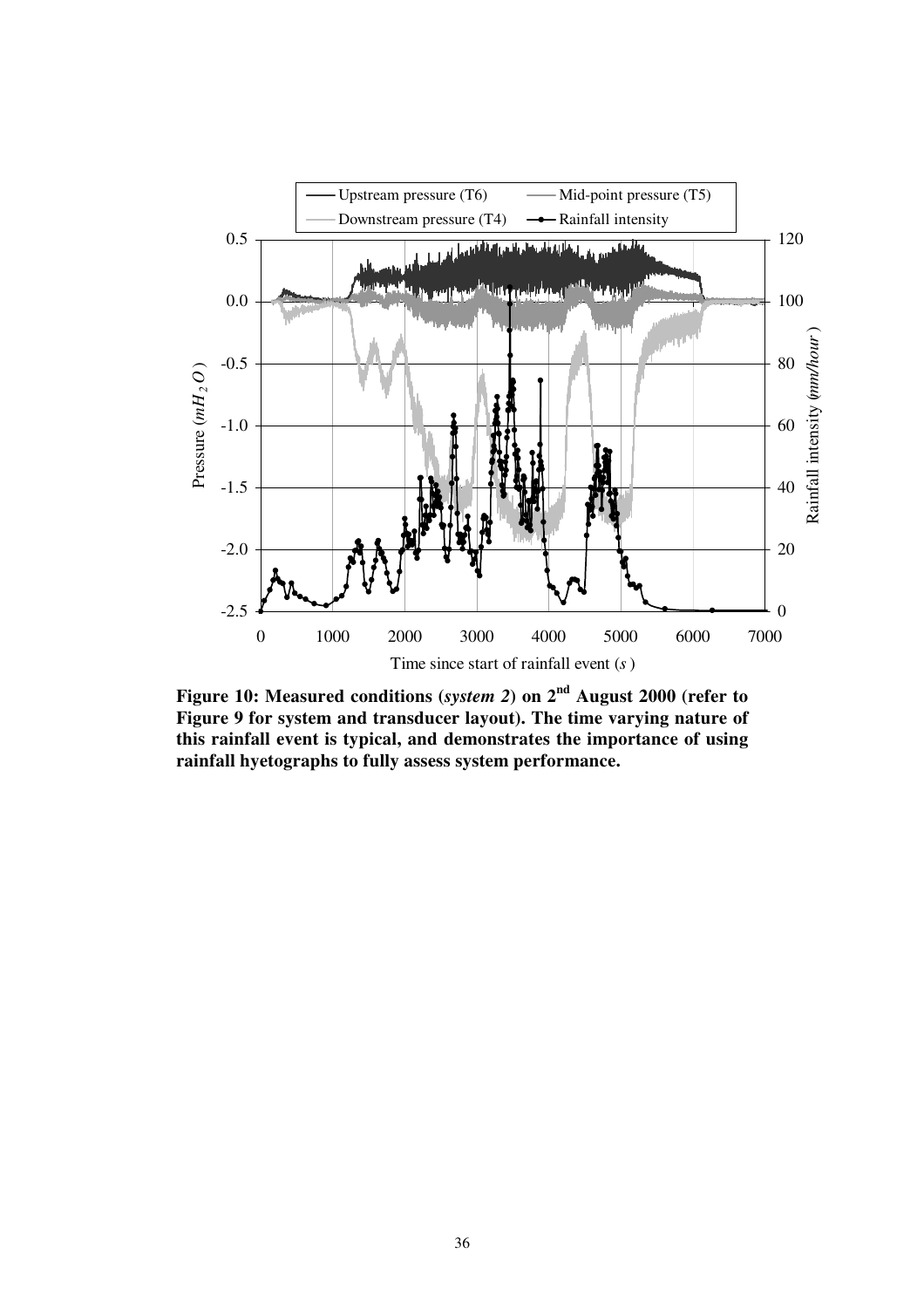**Figure 10: Measured conditions (*system 2*) on 2nd August 2000 (refer to Figure 9 for system and transducer layout). The time varying nature of this rainfall event is typical, and demonstrates the importance of using rainfall hyetographs to fully assess system performance.**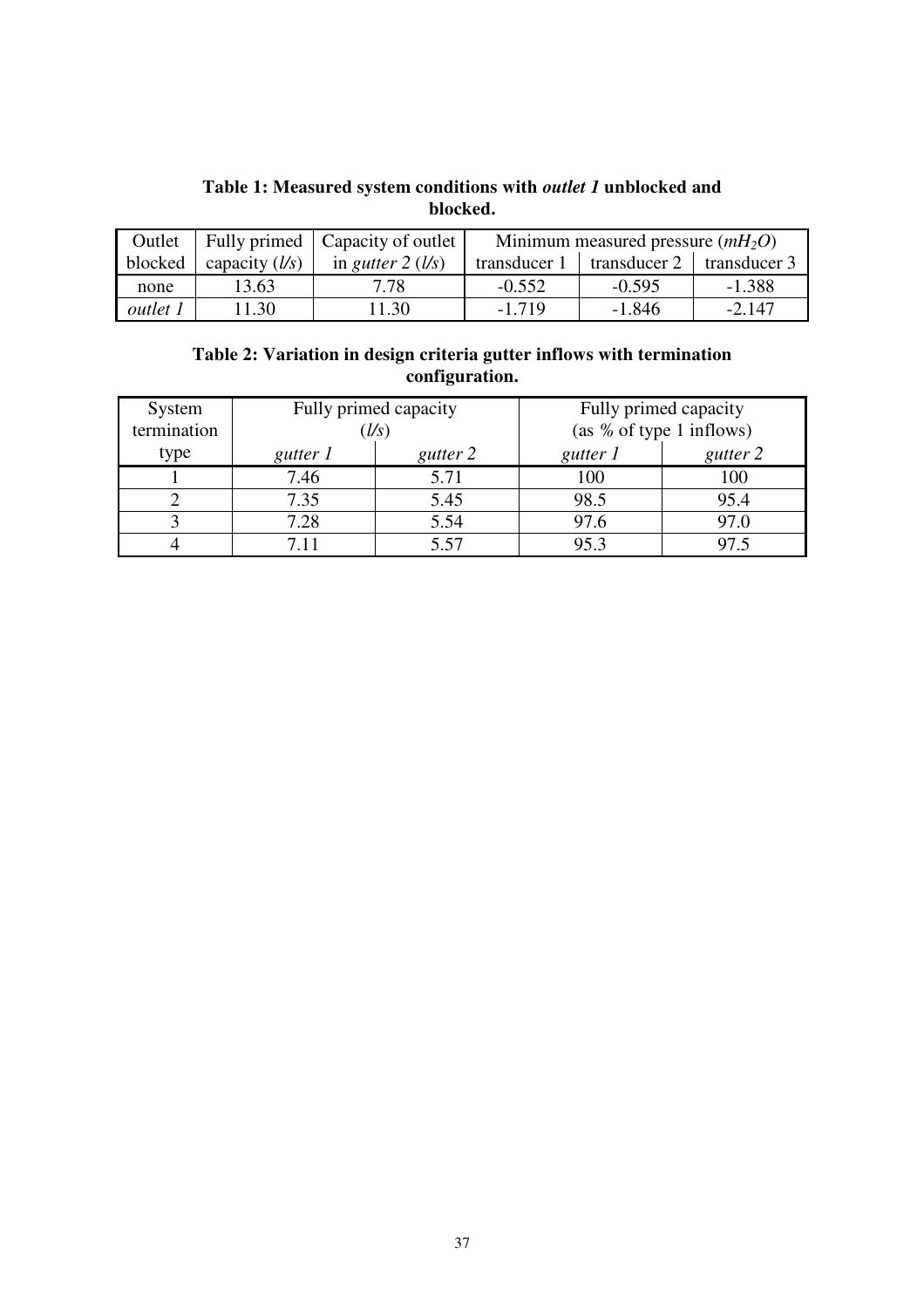**Table 1: Measured system conditions with *outlet 1* unblocked and blocked.**

| Outlet blocked | Fully primed capacity (*l/s*) | Capacity of outlet in *gutter 2* (*l/s*) | Minimum measured pressure ($mH_2O$) | | |
|---|---|---|---|---|---|
| | | | transducer 1 | transducer 2 | transducer 3 |
| none | 13.63 | 7.78 | -0.552 | -0.595 | -1.388 |
| *outlet 1* | 11.30 | 11.30 | -1.719 | -1.846 | -2.147 |

**Table 2: Variation in design criteria gutter inflows with termination configuration.**

| System termination type | Fully primed capacity (*l/s*) | | Fully primed capacity (as % of type 1 inflows) | |
|---|---|---|---|---|
| | *gutter 1* | *gutter 2* | *gutter 1* | *gutter 2* |
| 1 | 7.46 | 5.71 | 100 | 100 |
| 2 | 7.35 | 5.45 | 98.5 | 95.4 |
| 3 | 7.28 | 5.54 | 97.6 | 97.0 |
| 4 | 7.11 | 5.57 | 95.3 | 97.5 |